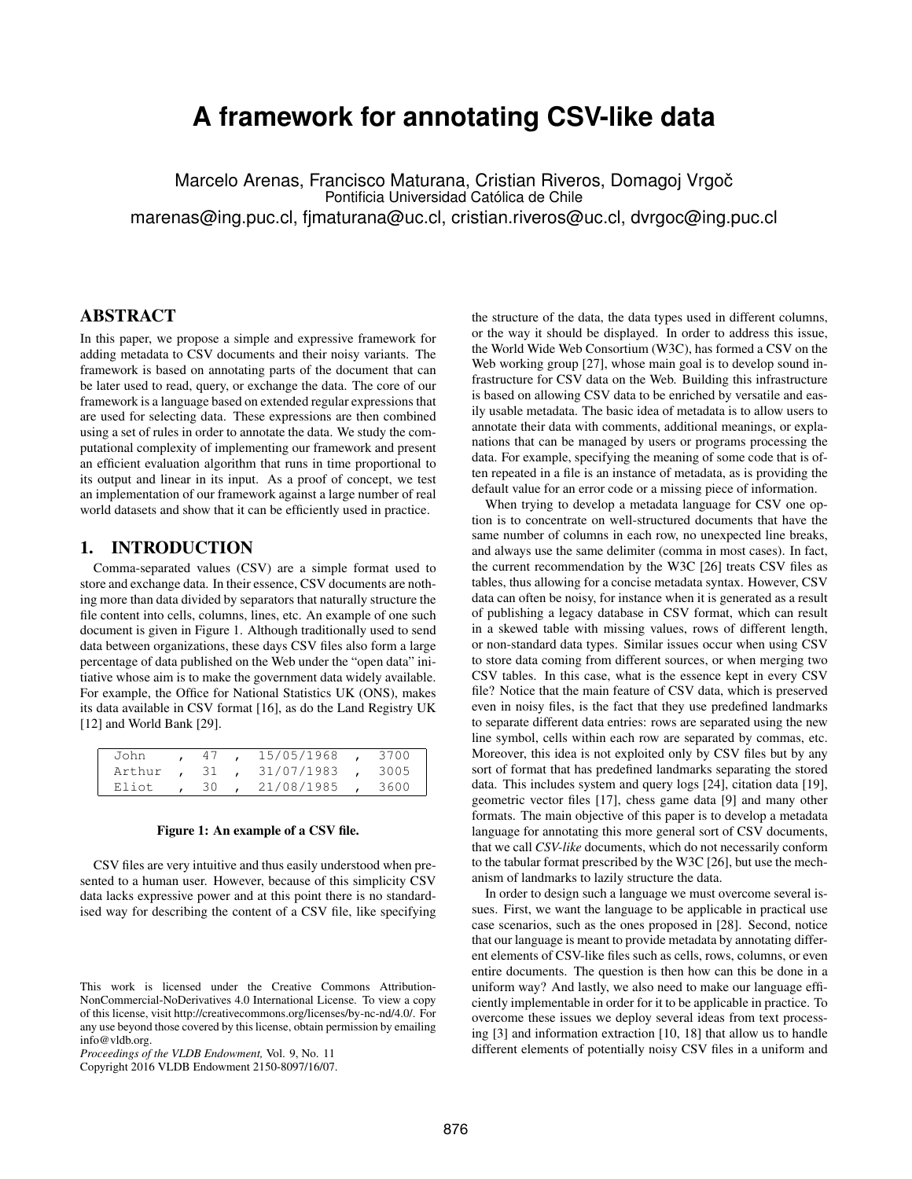# A framework for annotating CSV-like data

Marcelo Arenas, Francisco Maturana, Cristian Riveros, Domagoj Vrgoč
Pontificia Universidad Católica de Chile
marenas@ing.puc.cl, fjmaturana@uc.cl, cristian.riveros@uc.cl, dvrgoc@ing.puc.cl

## ABSTRACT

In this paper, we propose a simple and expressive framework for adding metadata to CSV documents and their noisy variants. The framework is based on annotating parts of the document that can be later used to read, query, or exchange the data. The core of our framework is a language based on extended regular expressions that are used for selecting data. These expressions are then combined using a set of rules in order to annotate the data. We study the computational complexity of implementing our framework and present an efficient evaluation algorithm that runs in time proportional to its output and linear in its input. As a proof of concept, we test an implementation of our framework against a large number of real world datasets and show that it can be efficiently used in practice.

## 1. INTRODUCTION

Comma-separated values (CSV) are a simple format used to store and exchange data. In their essence, CSV documents are nothing more than data divided by separators that naturally structure the file content into cells, columns, lines, etc. An example of one such document is given in Figure 1. Although traditionally used to send data between organizations, these days CSV files also form a large percentage of data published on the Web under the "open data" initiative whose aim is to make the government data widely available. For example, the Office for National Statistics UK (ONS), makes its data available in CSV format [16], as do the Land Registry UK [12] and World Bank [29].

```
John    ,  47  ,  15/05/1968  ,  3700
Arthur  ,  31  ,  31/07/1983  ,  3005
Eliot   ,  30  ,  21/08/1985  ,  3600
```

**Figure 1: An example of a CSV file.**

CSV files are very intuitive and thus easily understood when presented to a human user. However, because of this simplicity CSV data lacks expressive power and at this point there is no standardised way for describing the content of a CSV file, like specifying the structure of the data, the data types used in different columns, or the way it should be displayed. In order to address this issue, the World Wide Web Consortium (W3C), has formed a CSV on the Web working group [27], whose main goal is to develop sound infrastructure for CSV data on the Web. Building this infrastructure is based on allowing CSV data to be enriched by versatile and easily usable metadata. The basic idea of metadata is to allow users to annotate their data with comments, additional meanings, or explanations that can be managed by users or programs processing the data. For example, specifying the meaning of some code that is often repeated in a file is an instance of metadata, as is providing the default value for an error code or a missing piece of information.

When trying to develop a metadata language for CSV one option is to concentrate on well-structured documents that have the same number of columns in each row, no unexpected line breaks, and always use the same delimiter (comma in most cases). In fact, the current recommendation by the W3C [26] treats CSV files as tables, thus allowing for a concise metadata syntax. However, CSV data can often be noisy, for instance when it is generated as a result of publishing a legacy database in CSV format, which can result in a skewed table with missing values, rows of different length, or non-standard data types. Similar issues occur when using CSV to store data coming from different sources, or when merging two CSV tables. In this case, what is the essence kept in every CSV file? Notice that the main feature of CSV data, which is preserved even in noisy files, is the fact that they use predefined landmarks to separate different data entries: rows are separated using the new line symbol, cells within each row are separated by commas, etc. Moreover, this idea is not exploited only by CSV files but by any sort of format that has predefined landmarks separating the stored data. This includes system and query logs [24], citation data [19], geometric vector files [17], chess game data [9] and many other formats. The main objective of this paper is to develop a metadata language for annotating this more general sort of CSV documents, that we call *CSV-like* documents, which do not necessarily conform to the tabular format prescribed by the W3C [26], but use the mechanism of landmarks to lazily structure the data.

In order to design such a language we must overcome several issues. First, we want the language to be applicable in practical use case scenarios, such as the ones proposed in [28]. Second, notice that our language is meant to provide metadata by annotating different elements of CSV-like files such as cells, rows, columns, or even entire documents. The question is then how can this be done in a uniform way? And lastly, we also need to make our language efficiently implementable in order for it to be applicable in practice. To overcome these issues we deploy several ideas from text processing [3] and information extraction [10, 18] that allow us to handle different elements of potentially noisy CSV files in a uniform and

This work is licensed under the Creative Commons Attribution-NonCommercial-NoDerivatives 4.0 International License. To view a copy of this license, visit http://creativecommons.org/licenses/by-nc-nd/4.0/. For any use beyond those covered by this license, obtain permission by emailing info@vldb.org.
*Proceedings of the VLDB Endowment,* Vol. 9, No. 11
Copyright 2016 VLDB Endowment 2150-8097/16/07.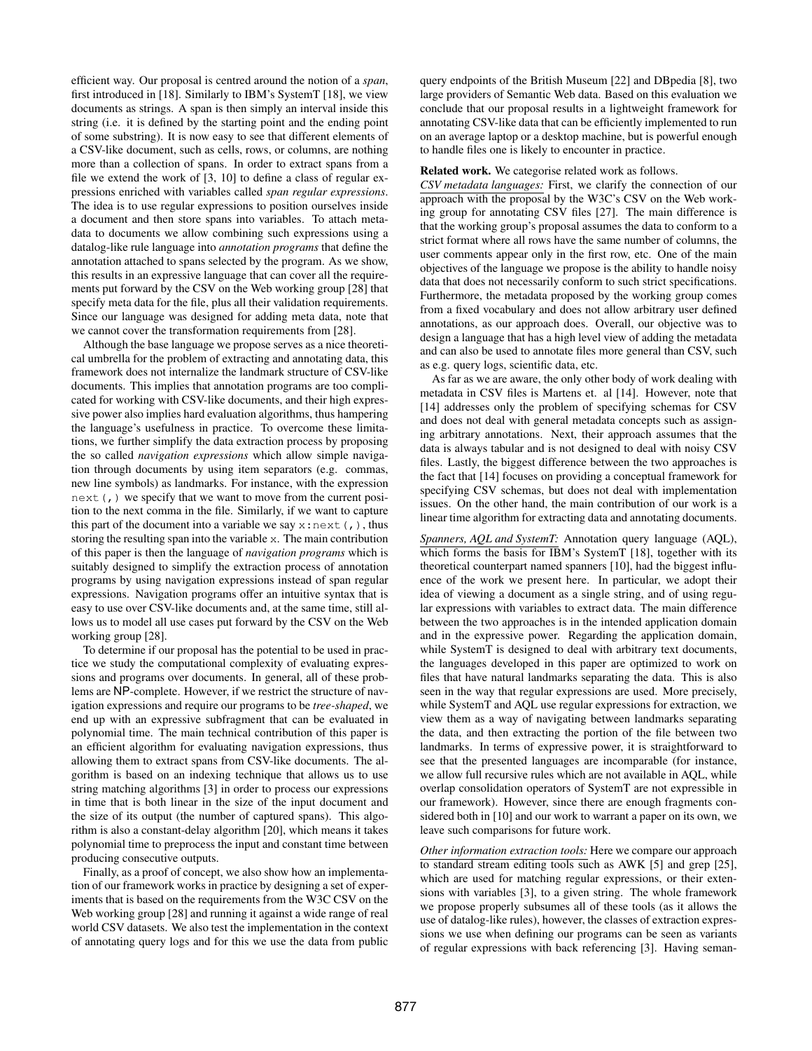efficient way. Our proposal is centred around the notion of a *span*, first introduced in [18]. Similarly to IBM's SystemT [18], we view documents as strings. A span is then simply an interval inside this string (i.e. it is defined by the starting point and the ending point of some substring). It is now easy to see that different elements of a CSV-like document, such as cells, rows, or columns, are nothing more than a collection of spans. In order to extract spans from a file we extend the work of [3, 10] to define a class of regular expressions enriched with variables called *span regular expressions*. The idea is to use regular expressions to position ourselves inside a document and then store spans into variables. To attach metadata to documents we allow combining such expressions using a datalog-like rule language into *annotation programs* that define the annotation attached to spans selected by the program. As we show, this results in an expressive language that can cover all the requirements put forward by the CSV on the Web working group [28] that specify meta data for the file, plus all their validation requirements. Since our language was designed for adding meta data, note that we cannot cover the transformation requirements from [28].

Although the base language we propose serves as a nice theoretical umbrella for the problem of extracting and annotating data, this framework does not internalize the landmark structure of CSV-like documents. This implies that annotation programs are too complicated for working with CSV-like documents, and their high expressive power also implies hard evaluation algorithms, thus hampering the language's usefulness in practice. To overcome these limitations, we further simplify the data extraction process by proposing the so called *navigation expressions* which allow simple navigation through documents by using item separators (e.g. commas, new line symbols) as landmarks. For instance, with the expression `next(,)` we specify that we want to move from the current position to the next comma in the file. Similarly, if we want to capture this part of the document into a variable we say `x:next(,)`, thus storing the resulting span into the variable `x`. The main contribution of this paper is then the language of *navigation programs* which is suitably designed to simplify the extraction process of annotation programs by using navigation expressions instead of span regular expressions. Navigation programs offer an intuitive syntax that is easy to use over CSV-like documents and, at the same time, still allows us to model all use cases put forward by the CSV on the Web working group [28].

To determine if our proposal has the potential to be used in practice we study the computational complexity of evaluating expressions and programs over documents. In general, all of these problems are NP-complete. However, if we restrict the structure of navigation expressions and require our programs to be *tree-shaped*, we end up with an expressive subfragment that can be evaluated in polynomial time. The main technical contribution of this paper is an efficient algorithm for evaluating navigation expressions, thus allowing them to extract spans from CSV-like documents. The algorithm is based on an indexing technique that allows us to use string matching algorithms [3] in order to process our expressions in time that is both linear in the size of the input document and the size of its output (the number of captured spans). This algorithm is also a constant-delay algorithm [20], which means it takes polynomial time to preprocess the input and constant time between producing consecutive outputs.

Finally, as a proof of concept, we also show how an implementation of our framework works in practice by designing a set of experiments that is based on the requirements from the W3C CSV on the Web working group [28] and running it against a wide range of real world CSV datasets. We also test the implementation in the context of annotating query logs and for this we use the data from public query endpoints of the British Museum [22] and DBpedia [8], two large providers of Semantic Web data. Based on this evaluation we conclude that our proposal results in a lightweight framework for annotating CSV-like data that can be efficiently implemented to run on an average laptop or a desktop machine, but is powerful enough to handle files one is likely to encounter in practice.

**Related work.** We categorise related work as follows.

*CSV metadata languages:* First, we clarify the connection of our approach with the proposal by the W3C's CSV on the Web working group for annotating CSV files [27]. The main difference is that the working group's proposal assumes the data to conform to a strict format where all rows have the same number of columns, the user comments appear only in the first row, etc. One of the main objectives of the language we propose is the ability to handle noisy data that does not necessarily conform to such strict specifications. Furthermore, the metadata proposed by the working group comes from a fixed vocabulary and does not allow arbitrary user defined annotations, as our approach does. Overall, our objective was to design a language that has a high level view of adding the metadata and can also be used to annotate files more general than CSV, such as e.g. query logs, scientific data, etc.

As far as we are aware, the only other body of work dealing with metadata in CSV files is Martens et. al [14]. However, note that [14] addresses only the problem of specifying schemas for CSV and does not deal with general metadata concepts such as assigning arbitrary annotations. Next, their approach assumes that the data is always tabular and is not designed to deal with noisy CSV files. Lastly, the biggest difference between the two approaches is the fact that [14] focuses on providing a conceptual framework for specifying CSV schemas, but does not deal with implementation issues. On the other hand, the main contribution of our work is a linear time algorithm for extracting data and annotating documents.

*Spanners, AQL and SystemT:* Annotation query language (AQL), which forms the basis for IBM's SystemT [18], together with its theoretical counterpart named spanners [10], had the biggest influence of the work we present here. In particular, we adopt their idea of viewing a document as a single string, and of using regular expressions with variables to extract data. The main difference between the two approaches is in the intended application domain and in the expressive power. Regarding the application domain, while SystemT is designed to deal with arbitrary text documents, the languages developed in this paper are optimized to work on files that have natural landmarks separating the data. This is also seen in the way that regular expressions are used. More precisely, while SystemT and AQL use regular expressions for extraction, we view them as a way of navigating between landmarks separating the data, and then extracting the portion of the file between two landmarks. In terms of expressive power, it is straightforward to see that the presented languages are incomparable (for instance, we allow full recursive rules which are not available in AQL, while overlap consolidation operators of SystemT are not expressible in our framework). However, since there are enough fragments considered both in [10] and our work to warrant a paper on its own, we leave such comparisons for future work.

*Other information extraction tools:* Here we compare our approach to standard stream editing tools such as AWK [5] and grep [25], which are used for matching regular expressions, or their extensions with variables [3], to a given string. The whole framework we propose properly subsumes all of these tools (as it allows the use of datalog-like rules), however, the classes of extraction expressions we use when defining our programs can be seen as variants of regular expressions with back referencing [3]. Having seman-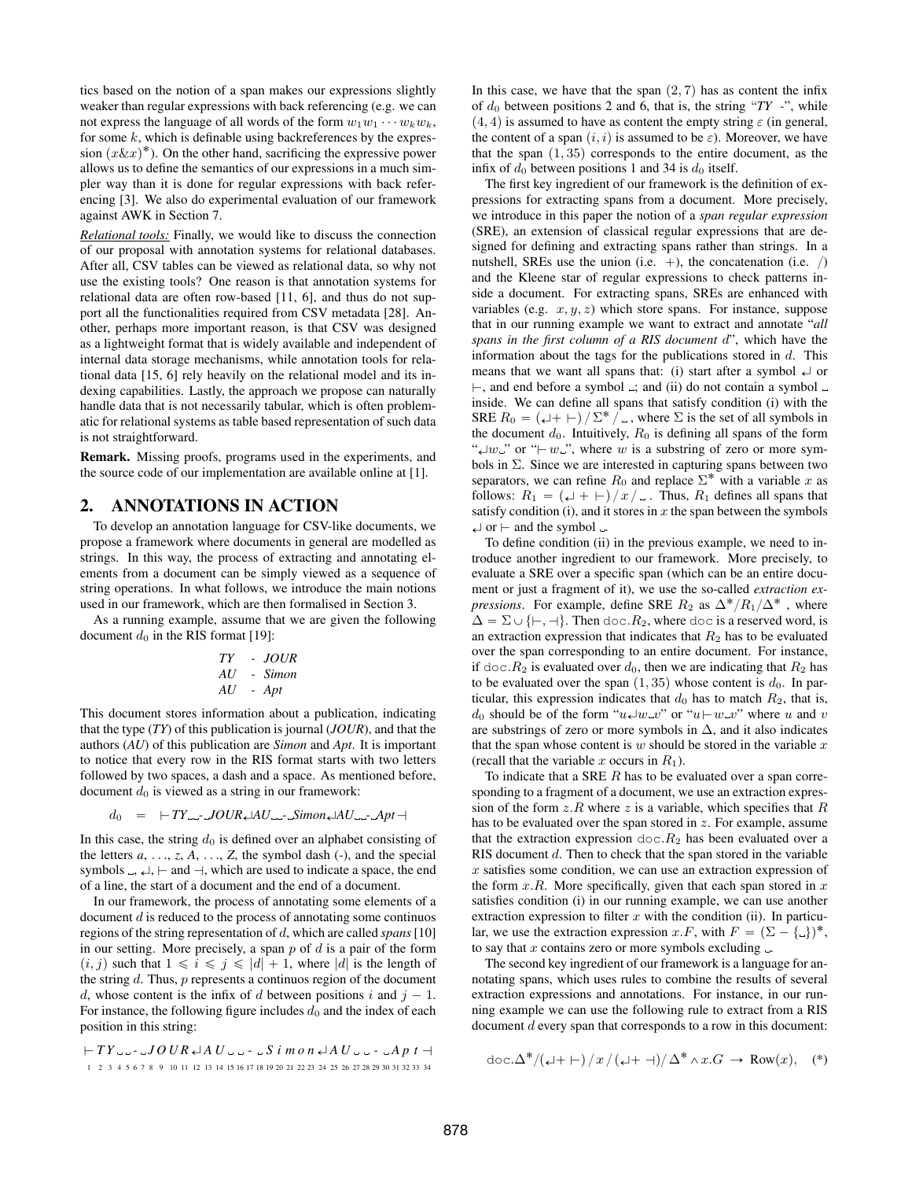tics based on the notion of a span makes our expressions slightly weaker than regular expressions with back referencing (e.g. we can not express the language of all words of the form $w_1 w_1 \cdots w_k w_k$, for some $k$, which is definable using backreferences by the expression $(x\&x)^*$). On the other hand, sacrificing the expressive power allows us to define the semantics of our expressions in a much simpler way than it is done for regular expressions with back referencing [3]. We also do experimental evaluation of our framework against AWK in Section 7.

*Relational tools:* Finally, we would like to discuss the connection of our proposal with annotation systems for relational databases. After all, CSV tables can be viewed as relational data, so why not use the existing tools? One reason is that annotation systems for relational data are often row-based [11, 6], and thus do not support all the functionalities required from CSV metadata [28]. Another, perhaps more important reason, is that CSV was designed as a lightweight format that is widely available and independent of internal data storage mechanisms, while annotation tools for relational data [15, 6] rely heavily on the relational model and its indexing capabilities. Lastly, the approach we propose can naturally handle data that is not necessarily tabular, which is often problematic for relational systems as table based representation of such data is not straightforward.

**Remark.** Missing proofs, programs used in the experiments, and the source code of our implementation are available online at [1].

## 2. ANNOTATIONS IN ACTION

To develop an annotation language for CSV-like documents, we propose a framework where documents in general are modelled as strings. In this way, the process of extracting and annotating elements from a document can be simply viewed as a sequence of string operations. In what follows, we introduce the main notions used in our framework, which are then formalised in Section 3.

As a running example, assume that we are given the following document $d_0$ in the RIS format [19]:

*TY - JOUR*
*AU - Simon*
*AU - Apt*

This document stores information about a publication, indicating that the type (*TY*) of this publication is journal (*JOUR*), and that the authors (*AU*) of this publication are *Simon* and *Apt*. It is important to notice that every row in the RIS format starts with two letters followed by two spaces, a dash and a space. As mentioned before, document $d_0$ is viewed as a string in our framework:

$$d_0 \;=\; \vdash TY \llcorner\llcorner - \llcorner JOUR \hookleftarrow AU \llcorner\llcorner - \llcorner Simon \hookleftarrow AU \llcorner\llcorner - \llcorner Apt \dashv$$

In this case, the string $d_0$ is defined over an alphabet consisting of the letters *a*, ..., *z*, *A*, ..., *Z*, the symbol dash (-), and the special symbols $\llcorner$, $\hookleftarrow$, $\vdash$ and $\dashv$, which are used to indicate a space, the end of a line, the start of a document and the end of a document.

In our framework, the process of annotating some elements of a document $d$ is reduced to the process of annotating some continuos regions of the string representation of $d$, which are called *spans* [10] in our setting. More precisely, a span $p$ of $d$ is a pair of the form $(i, j)$ such that $1 \leqslant i \leqslant j \leqslant |d| + 1$, where $|d|$ is the length of the string $d$. Thus, $p$ represents a continuos region of the document $d$, whose content is the infix of $d$ between positions $i$ and $j - 1$. For instance, the following figure includes $d_0$ and the index of each position in this string:

| ⊢ | T | Y | ␣ | ␣ | - | ␣ | J | O | U | R | ↵ | A | U | ␣ | ␣ | - | ␣ | S | i | m | o | n | ↵ | A | U | ␣ | ␣ | - | ␣ | A | p | t | ⊣ |
|---|---|---|---|---|---|---|---|---|---|---|---|---|---|---|---|---|---|---|---|---|---|---|---|---|---|---|---|---|---|---|---|---|---|
| 1 | 2 | 3 | 4 | 5 | 6 | 7 | 8 | 9 | 10 | 11 | 12 | 13 | 14 | 15 | 16 | 17 | 18 | 19 | 20 | 21 | 22 | 23 | 24 | 25 | 26 | 27 | 28 | 29 | 30 | 31 | 32 | 33 | 34 |

In this case, we have that the span $(2, 7)$ has as content the infix of $d_0$ between positions 2 and 6, that is, the string "*TY -*", while $(4, 4)$ is assumed to have as content the empty string $\varepsilon$ (in general, the content of a span $(i, i)$ is assumed to be $\varepsilon$). Moreover, we have that the span $(1, 35)$ corresponds to the entire document, as the infix of $d_0$ between positions 1 and 34 is $d_0$ itself.

The first key ingredient of our framework is the definition of expressions for extracting spans from a document. More precisely, we introduce in this paper the notion of a *span regular expression* (SRE), an extension of classical regular expressions that are designed for defining and extracting spans rather than strings. In a nutshell, SREs use the union (i.e. $+$), the concatenation (i.e. $/$) and the Kleene star of regular expressions to check patterns inside a document. For extracting spans, SREs are enhanced with variables (e.g. $x, y, z$) which store spans. For instance, suppose that in our running example we want to extract and annotate "*all spans in the first column of a RIS document d*", which have the information about the tags for the publications stored in $d$. This means that we want all spans that: (i) start after a symbol $\hookleftarrow$ or $\vdash$, and end before a symbol $\llcorner$; and (ii) do not contain a symbol $\llcorner$ inside. We can define all spans that satisfy condition (i) with the SRE $R_0 = (\hookleftarrow + \vdash) / \Sigma^* / \llcorner$, where $\Sigma$ is the set of all symbols in the document $d_0$. Intuitively, $R_0$ is defining all spans of the form "$\hookleftarrow w \llcorner$" or "$\vdash w \llcorner$", where $w$ is a substring of zero or more symbols in $\Sigma$. Since we are interested in capturing spans between two separators, we can refine $R_0$ and replace $\Sigma^*$ with a variable $x$ as follows: $R_1 = (\hookleftarrow + \vdash) / x / \llcorner$. Thus, $R_1$ defines all spans that satisfy condition (i), and it stores in $x$ the span between the symbols $\hookleftarrow$ or $\vdash$ and the symbol $\llcorner$.

To define condition (ii) in the previous example, we need to introduce another ingredient to our framework. More precisely, to evaluate a SRE over a specific span (which can be an entire document or just a fragment of it), we use the so-called *extraction expressions*. For example, define SRE $R_2$ as $\Delta^*/R_1/\Delta^*$, where $\Delta = \Sigma \cup \{\vdash, \dashv\}$. Then $\mathtt{doc}.R_2$, where $\mathtt{doc}$ is a reserved word, is an extraction expression that indicates that $R_2$ has to be evaluated over the span corresponding to an entire document. For instance, if $\mathtt{doc}.R_2$ is evaluated over $d_0$, then we are indicating that $R_2$ has to be evaluated over the span $(1, 35)$ whose content is $d_0$. In particular, this expression indicates that $d_0$ has to match $R_2$, that is, $d_0$ should be of the form "$u \hookleftarrow w \llcorner v$" or "$u \vdash w \llcorner v$" where $u$ and $v$ are substrings of zero or more symbols in $\Delta$, and it also indicates that the span whose content is $w$ should be stored in the variable $x$ (recall that the variable $x$ occurs in $R_1$).

To indicate that a SRE $R$ has to be evaluated over a span corresponding to a fragment of a document, we use an extraction expression of the form $z.R$ where $z$ is a variable, which specifies that $R$ has to be evaluated over the span stored in $z$. For example, assume that the extraction expression $\mathtt{doc}.R_2$ has been evaluated over a RIS document $d$. Then to check that the span stored in the variable $x$ satisfies some condition, we can use an extraction expression of the form $x.R$. More specifically, given that each span stored in $x$ satisfies condition (i) in our running example, we can use another extraction expression to filter $x$ with the condition (ii). In particular, say we use the extraction expression $x.F$, with $F = (\Sigma - \{\llcorner\})^*$, to say that $x$ contains zero or more symbols excluding $\llcorner$.

The second key ingredient of our framework is a language for annotating spans, which uses rules to combine the results of several extraction expressions and annotations. For instance, in our running example we can use the following rule to extract from a RIS document $d$ every span that corresponds to a row in this document:

$$\mathtt{doc}.\Delta^*/(\hookleftarrow + \vdash)/x/(\hookleftarrow + \dashv)/\Delta^* \wedge x.G \;\rightarrow\; \text{Row}(x), \quad (*)$$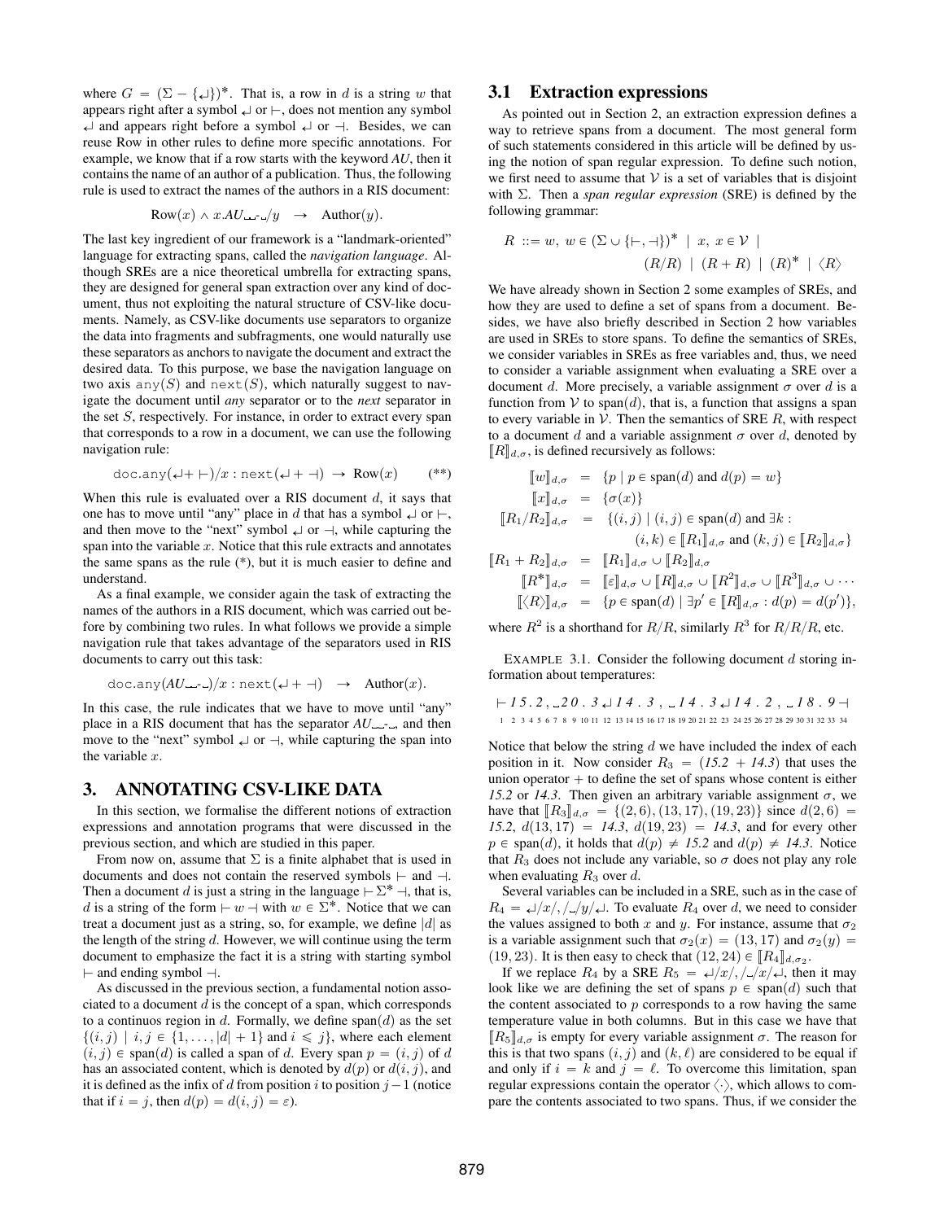where $G = (\Sigma - \{\hookleftarrow\})^*$. That is, a row in $d$ is a string $w$ that appears right after a symbol $\hookleftarrow$ or $\vdash$, does not mention any symbol $\hookleftarrow$ and appears right before a symbol $\hookleftarrow$ or $\dashv$. Besides, we can reuse Row in other rules to define more specific annotations. For example, we know that if a row starts with the keyword *AU*, then it contains the name of an author of a publication. Thus, the following rule is used to extract the names of the authors in a RIS document:

$$\text{Row}(x) \wedge x.AU\text{␣␣-␣}/y \quad \rightarrow \quad \text{Author}(y).$$

The last key ingredient of our framework is a "landmark-oriented" language for extracting spans, called the *navigation language*. Although SREs are a nice theoretical umbrella for extracting spans, they are designed for general span extraction over any kind of document, thus not exploiting the natural structure of CSV-like documents. Namely, as CSV-like documents use separators to organize the data into fragments and subfragments, one would naturally use these separators as anchors to navigate the document and extract the desired data. To this purpose, we base the navigation language on two axis $\texttt{any}(S)$ and $\texttt{next}(S)$, which naturally suggest to navigate the document until *any* separator or to the *next* separator in the set $S$, respectively. For instance, in order to extract every span that corresponds to a row in a document, we can use the following navigation rule:

$$\texttt{doc.any}(\hookleftarrow + \vdash)/x : \texttt{next}(\hookleftarrow + \dashv) \rightarrow \text{Row}(x) \qquad (**)$$

When this rule is evaluated over a RIS document $d$, it says that one has to move until "any" place in $d$ that has a symbol $\hookleftarrow$ or $\vdash$, and then move to the "next" symbol $\hookleftarrow$ or $\dashv$, while capturing the span into the variable $x$. Notice that this rule extracts and annotates the same spans as the rule (*), but it is much easier to define and understand.

As a final example, we consider again the task of extracting the names of the authors in a RIS document, which was carried out before by combining two rules. In what follows we provide a simple navigation rule that takes advantage of the separators used in RIS documents to carry out this task:

$$\texttt{doc.any}(AU\text{␣␣-␣})/x : \texttt{next}(\hookleftarrow + \dashv) \quad \rightarrow \quad \text{Author}(x).$$

In this case, the rule indicates that we have to move until "any" place in a RIS document that has the separator $AU$␣␣-␣, and then move to the "next" symbol $\hookleftarrow$ or $\dashv$, while capturing the span into the variable $x$.

## 3. ANNOTATING CSV-LIKE DATA

In this section, we formalise the different notions of extraction expressions and annotation programs that were discussed in the previous section, and which are studied in this paper.

From now on, assume that $\Sigma$ is a finite alphabet that is used in documents and does not contain the reserved symbols $\vdash$ and $\dashv$. Then a document $d$ is just a string in the language $\vdash \Sigma^* \dashv$, that is, $d$ is a string of the form $\vdash w \dashv$ with $w \in \Sigma^*$. Notice that we can treat a document just as a string, so, for example, we define $|d|$ as the length of the string $d$. However, we will continue using the term document to emphasize the fact it is a string with starting symbol $\vdash$ and ending symbol $\dashv$.

As discussed in the previous section, a fundamental notion associated to a document $d$ is the concept of a span, which corresponds to a continuos region in $d$. Formally, we define $\text{span}(d)$ as the set $\{(i, j) \mid i, j \in \{1, \ldots, |d| + 1\} \text{ and } i \leqslant j\}$, where each element $(i, j) \in \text{span}(d)$ is called a span of $d$. Every span $p = (i, j)$ of $d$ has an associated content, which is denoted by $d(p)$ or $d(i, j)$, and it is defined as the infix of $d$ from position $i$ to position $j - 1$ (notice that if $i = j$, then $d(p) = d(i, j) = \varepsilon$).

### 3.1 Extraction expressions

As pointed out in Section 2, an extraction expression defines a way to retrieve spans from a document. The most general form of such statements considered in this article will be defined by using the notion of span regular expression. To define such notion, we first need to assume that $\mathcal{V}$ is a set of variables that is disjoint with $\Sigma$. Then a *span regular expression* (SRE) is defined by the following grammar:

$$R \ ::= w, \ w \in (\Sigma \cup \{\vdash, \dashv\})^* \ \mid \ x, \ x \in \mathcal{V} \ \mid \ (R/R) \ \mid \ (R + R) \ \mid \ (R)^* \ \mid \ \langle R \rangle$$

We have already shown in Section 2 some examples of SREs, and how they are used to define a set of spans from a document. Besides, we have also briefly described in Section 2 how variables are used in SREs to store spans. To define the semantics of SREs, we consider variables in SREs as free variables and, thus, we need to consider a variable assignment when evaluating a SRE over a document $d$. More precisely, a variable assignment $\sigma$ over $d$ is a function from $\mathcal{V}$ to $\text{span}(d)$, that is, a function that assigns a span to every variable in $\mathcal{V}$. Then the semantics of SRE $R$, with respect to a document $d$ and a variable assignment $\sigma$ over $d$, denoted by $[\![R]\!]_{d,\sigma}$, is defined recursively as follows:

$$\begin{aligned}
[\![w]\!]_{d,\sigma} &= \{p \mid p \in \text{span}(d) \text{ and } d(p) = w\} \\
[\![x]\!]_{d,\sigma} &= \{\sigma(x)\} \\
[\![R_1/R_2]\!]_{d,\sigma} &= \{(i,j) \mid (i,j) \in \text{span}(d) \text{ and } \exists k : \\
&\qquad (i,k) \in [\![R_1]\!]_{d,\sigma} \text{ and } (k,j) \in [\![R_2]\!]_{d,\sigma}\} \\
[\![R_1 + R_2]\!]_{d,\sigma} &= [\![R_1]\!]_{d,\sigma} \cup [\![R_2]\!]_{d,\sigma} \\
[\![R^*]\!]_{d,\sigma} &= [\![\varepsilon]\!]_{d,\sigma} \cup [\![R]\!]_{d,\sigma} \cup [\![R^2]\!]_{d,\sigma} \cup [\![R^3]\!]_{d,\sigma} \cup \cdots \\
[\![\langle R \rangle]\!]_{d,\sigma} &= \{p \in \text{span}(d) \mid \exists p' \in [\![R]\!]_{d,\sigma} : d(p) = d(p')\},
\end{aligned}$$

where $R^2$ is a shorthand for $R/R$, similarly $R^3$ for $R/R/R$, etc.

EXAMPLE 3.1. Consider the following document $d$ storing information about temperatures:

```
⊢ 1 5 . 2 , ␣ 2 0 . 3 ↵ 1 4 . 3 , ␣ 1 4 . 3 ↵ 1 4 . 2 , ␣ 1 8 . 9 ⊣
1 2 3 4 5 6 7 8 9 10 11 12 13 14 15 16 17 18 19 20 21 22 23 24 25 26 27 28 29 30 31 32 33 34
```

Notice that below the string $d$ we have included the index of each position in it. Now consider $R_3 = (15.2 + 14.3)$ that uses the union operator $+$ to define the set of spans whose content is either *15.2* or *14.3*. Then given an arbitrary variable assignment $\sigma$, we have that $[\![R_3]\!]_{d,\sigma} = \{(2,6), (13,17), (19,23)\}$ since $d(2,6) = 15.2$, $d(13,17) = 14.3$, $d(19,23) = 14.3$, and for every other $p \in \text{span}(d)$, it holds that $d(p) \neq 15.2$ and $d(p) \neq 14.3$. Notice that $R_3$ does not include any variable, so $\sigma$ does not play any role when evaluating $R_3$ over $d$.

Several variables can be included in a SRE, such as in the case of $R_4 = \hookleftarrow/x/,/\text{␣}/y/\hookleftarrow$. To evaluate $R_4$ over $d$, we need to consider the values assigned to both $x$ and $y$. For instance, assume that $\sigma_2$ is a variable assignment such that $\sigma_2(x) = (13, 17)$ and $\sigma_2(y) = (19, 23)$. It is then easy to check that $(12, 24) \in [\![R_4]\!]_{d,\sigma_2}$.

If we replace $R_4$ by a SRE $R_5 = \hookleftarrow/x/,/\text{␣}/x/\hookleftarrow$, then it may look like we are defining the set of spans $p \in \text{span}(d)$ such that the content associated to $p$ corresponds to a row having the same temperature value in both columns. But in this case we have that $[\![R_5]\!]_{d,\sigma}$ is empty for every variable assignment $\sigma$. The reason for this is that two spans $(i, j)$ and $(k, \ell)$ are considered to be equal if and only if $i = k$ and $j = \ell$. To overcome this limitation, span regular expressions contain the operator $\langle \cdot \rangle$, which allows to compare the contents associated to two spans. Thus, if we consider the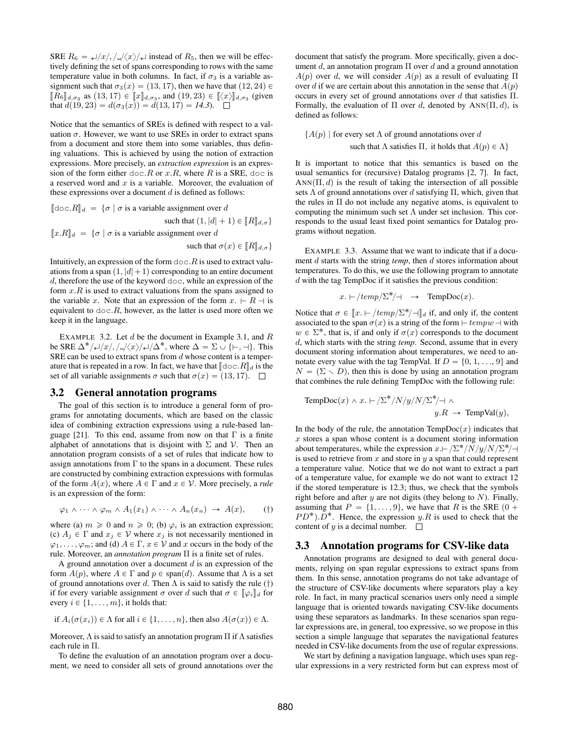SRE $R_6 = \hookleftarrow/x/,/\sqcup/\langle x \rangle/\hookleftarrow$ instead of $R_5$, then we will be effectively defining the set of spans corresponding to rows with the same temperature value in both columns. In fact, if $\sigma_3$ is a variable assignment such that $\sigma_3(x) = (13, 17)$, then we have that $(12, 24) \in [\![R_6]\!]_{d,\sigma_3}$ as $(13, 17) \in [\![x]\!]_{d,\sigma_3}$, and $(19, 23) \in [\![\langle x \rangle]\!]_{d,\sigma_3}$ (given that $d(19, 23) = d(\sigma_3(x)) = d(13, 17) = 14.3$). $\square$

Notice that the semantics of SREs is defined with respect to a valuation $\sigma$. However, we want to use SREs in order to extract spans from a document and store them into some variables, thus defining valuations. This is achieved by using the notion of extraction expressions. More precisely, an *extraction expression* is an expression of the form either $\texttt{doc}.R$ or $x.R$, where $R$ is a SRE, $\texttt{doc}$ is a reserved word and $x$ is a variable. Moreover, the evaluation of these expressions over a document $d$ is defined as follows:

$$[\![\texttt{doc}.R]\!]_d = \{\sigma \mid \sigma \text{ is a variable assignment over } d \text{ such that } (1, |d|+1) \in [\![R]\!]_{d,\sigma}\}$$

$$[\![x.R]\!]_d = \{\sigma \mid \sigma \text{ is a variable assignment over } d \text{ such that } \sigma(x) \in [\![R]\!]_{d,\sigma}\}$$

Intuitively, an expression of the form $\texttt{doc}.R$ is used to extract valuations from a span $(1, |d|+1)$ corresponding to an entire document $d$, therefore the use of the keyword $\texttt{doc}$, while an expression of the form $x.R$ is used to extract valuations from the spans assigned to the variable $x$. Note that an expression of the form $x. \vdash R \dashv$ is equivalent to $\texttt{doc}.R$, however, as the latter is used more often we keep it in the language.

EXAMPLE 3.2. Let $d$ be the document in Example 3.1, and $R$ be SRE $\Delta^*/\hookleftarrow/x/,/\sqcup/\langle x \rangle/\hookleftarrow/\Delta^*$, where $\Delta = \Sigma \cup \{\vdash, \dashv\}$. This SRE can be used to extract spans from $d$ whose content is a temperature that is repeated in a row. In fact, we have that $[\![\texttt{doc}.R]\!]_d$ is the set of all variable assignments $\sigma$ such that $\sigma(x) = (13, 17)$. $\square$

## 3.2 General annotation programs

The goal of this section is to introduce a general form of programs for annotating documents, which are based on the classic idea of combining extraction expressions using a rule-based language [21]. To this end, assume from now on that $\Gamma$ is a finite alphabet of annotations that is disjoint with $\Sigma$ and $\mathcal{V}$. Then an annotation program consists of a set of rules that indicate how to assign annotations from $\Gamma$ to the spans in a document. These rules are constructed by combining extraction expressions with formulas of the form $A(x)$, where $A \in \Gamma$ and $x \in \mathcal{V}$. More precisely, a *rule* is an expression of the form:

$$\varphi_1 \wedge \cdots \wedge \varphi_m \wedge A_1(x_1) \wedge \cdots \wedge A_n(x_n) \rightarrow A(x), \qquad (\dagger)$$

where (a) $m \geqslant 0$ and $n \geqslant 0$; (b) $\varphi_i$ is an extraction expression; (c) $A_j \in \Gamma$ and $x_j \in \mathcal{V}$ where $x_j$ is not necessarily mentioned in $\varphi_1, \ldots, \varphi_m$; and (d) $A \in \Gamma$, $x \in \mathcal{V}$ and $x$ occurs in the body of the rule. Moreover, an *annotation program* $\Pi$ is a finite set of rules.

A ground annotation over a document $d$ is an expression of the form $A(p)$, where $A \in \Gamma$ and $p \in \text{span}(d)$. Assume that $\Lambda$ is a set of ground annotations over $d$. Then $\Lambda$ is said to satisfy the rule ($\dagger$) if for every variable assignment $\sigma$ over $d$ such that $\sigma \in [\![\varphi_i]\!]_d$ for every $i \in \{1, \ldots, m\}$, it holds that:

$$\text{if } A_i(\sigma(x_i)) \in \Lambda \text{ for all } i \in \{1, \ldots, n\}, \text{ then also } A(\sigma(x)) \in \Lambda.$$

Moreover, $\Lambda$ is said to satisfy an annotation program $\Pi$ if $\Lambda$ satisfies each rule in $\Pi$.

To define the evaluation of an annotation program over a document, we need to consider all sets of ground annotations over the document that satisfy the program. More specifically, given a document $d$, an annotation program $\Pi$ over $d$ and a ground annotation $A(p)$ over $d$, we will consider $A(p)$ as a result of evaluating $\Pi$ over $d$ if we are certain about this annotation in the sense that $A(p)$ occurs in every set of ground annotations over $d$ that satisfies $\Pi$. Formally, the evaluation of $\Pi$ over $d$, denoted by $\text{ANN}(\Pi, d)$, is defined as follows:

$$\{A(p) \mid \text{for every set } \Lambda \text{ of ground annotations over } d \text{ such that } \Lambda \text{ satisfies } \Pi, \text{ it holds that } A(p) \in \Lambda\}$$

It is important to notice that this semantics is based on the usual semantics for (recursive) Datalog programs [2, 7]. In fact, $\text{ANN}(\Pi, d)$ is the result of taking the intersection of all possible sets $\Lambda$ of ground annotations over $d$ satisfying $\Pi$, which, given that the rules in $\Pi$ do not include any negative atoms, is equivalent to computing the minimum such set $\Lambda$ under set inclusion. This corresponds to the usual least fixed point semantics for Datalog programs without negation.

EXAMPLE 3.3. Assume that we want to indicate that if a document $d$ starts with the string *temp*, then $d$ stores information about temperatures. To do this, we use the following program to annotate $d$ with the tag TempDoc if it satisfies the previous condition:

$$x. \vdash /\textit{temp}/\Sigma^*/\dashv \;\; \rightarrow \;\; \text{TempDoc}(x).$$

Notice that $\sigma \in [\![x. \vdash /\textit{temp}/\Sigma^*/\dashv]\!]_d$ if, and only if, the content associated to the span $\sigma(x)$ is a string of the form $\vdash \textit{temp}w \dashv$ with $w \in \Sigma^*$, that is, if and only if $\sigma(x)$ corresponds to the document $d$, which starts with the string *temp*. Second, assume that in every document storing information about temperatures, we need to annotate every value with the tag TempVal. If $D = \{0, 1, \ldots, 9\}$ and $N = (\Sigma \smallsetminus D)$, then this is done by using an annotation program that combines the rule defining TempDoc with the following rule:

$$\text{TempDoc}(x) \wedge x. \vdash /\Sigma^*/N/y/N/\Sigma^*/\dashv \wedge \; y.R \; \rightarrow \; \text{TempVal}(y),$$

In the body of the rule, the annotation $\text{TempDoc}(x)$ indicates that $x$ stores a span whose content is a document storing information about temperatures, while the expression $x.\vdash /\Sigma^*/N/y/N/\Sigma^*/\dashv$ is used to retrieve from $x$ and store in $y$ a span that could represent a temperature value. Notice that we do not want to extract a part of a temperature value, for example we do not want to extract 12 if the stored temperature is 12.3; thus, we check that the symbols right before and after $y$ are not digits (they belong to $N$). Finally, assuming that $P = \{1, \ldots, 9\}$, we have that $R$ is the SRE $(0 + PD^*).D^*$. Hence, the expression $y.R$ is used to check that the content of $y$ is a decimal number. $\square$

## 3.3 Annotation programs for CSV-like data

Annotation programs are designed to deal with general documents, relying on span regular expressions to extract spans from them. In this sense, annotation programs do not take advantage of the structure of CSV-like documents where separators play a key role. In fact, in many practical scenarios users only need a simple language that is oriented towards navigating CSV-like documents using these separators as landmarks. In these scenarios span regular expressions are, in general, too expressive, so we propose in this section a simple language that separates the navigational features needed in CSV-like documents from the use of regular expressions.

We start by defining a navigation language, which uses span regular expressions in a very restricted form but can express most of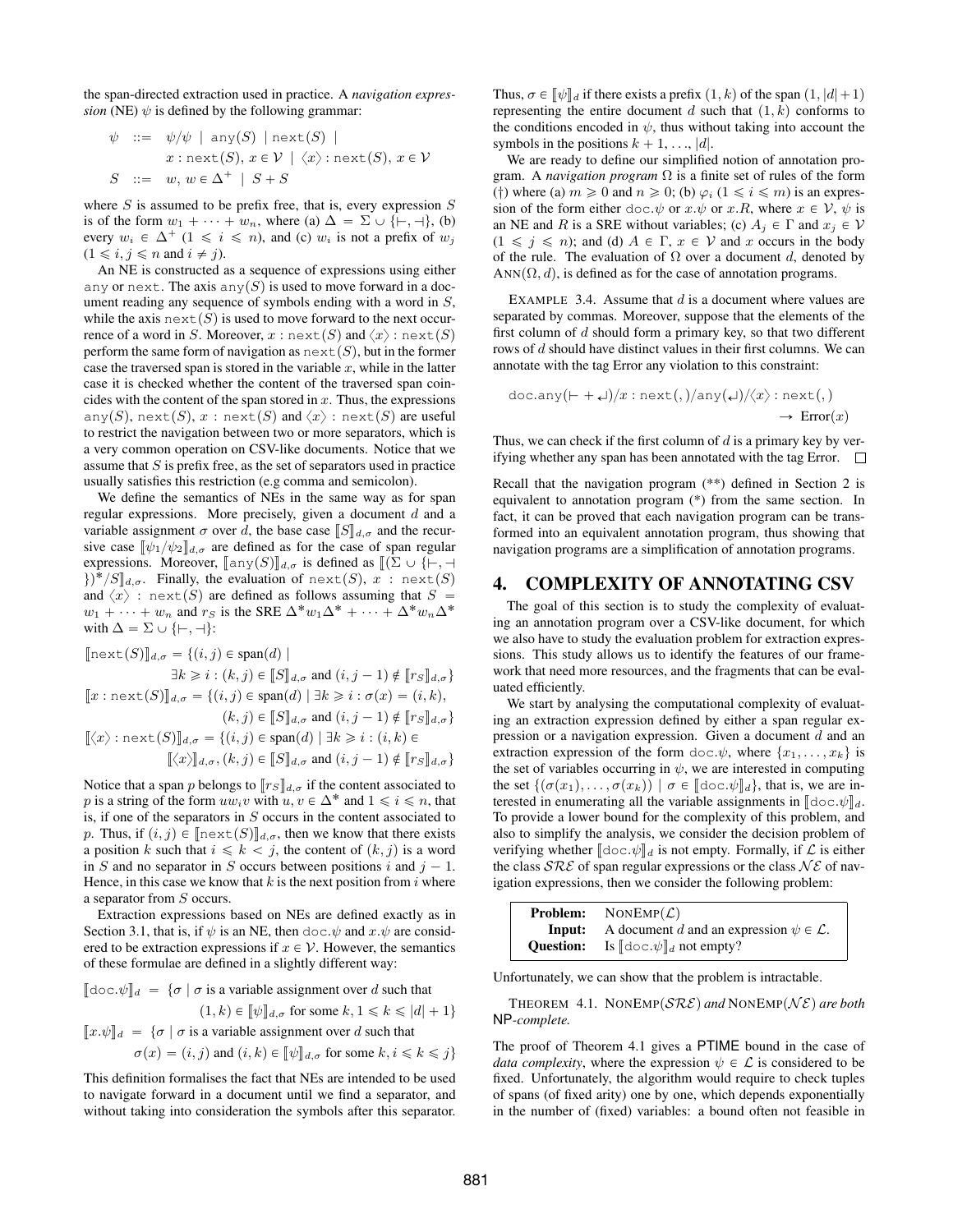the span-directed extraction used in practice. A *navigation expression* (NE) $\psi$ is defined by the following grammar:

$$\begin{aligned}
\psi \ &::= \ \psi/\psi \ | \ \texttt{any}(S) \ | \ \texttt{next}(S) \ | \\
&\qquad x : \texttt{next}(S), x \in \mathcal{V} \ | \ \langle x \rangle : \texttt{next}(S), x \in \mathcal{V} \\
S \ &::= \ w, w \in \Delta^+ \ | \ S + S
\end{aligned}$$

where $S$ is assumed to be prefix free, that is, every expression $S$ is of the form $w_1 + \cdots + w_n$, where (a) $\Delta = \Sigma \cup \{\vdash, \dashv\}$, (b) every $w_i \in \Delta^+$ ($1 \leqslant i \leqslant n$), and (c) $w_i$ is not a prefix of $w_j$ ($1 \leqslant i, j \leqslant n$ and $i \neq j$).

An NE is constructed as a sequence of expressions using either any or next. The axis $\texttt{any}(S)$ is used to move forward in a document reading any sequence of symbols ending with a word in $S$, while the axis $\texttt{next}(S)$ is used to move forward to the next occurrence of a word in $S$. Moreover, $x : \texttt{next}(S)$ and $\langle x \rangle : \texttt{next}(S)$ perform the same form of navigation as $\texttt{next}(S)$, but in the former case the traversed span is stored in the variable $x$, while in the latter case it is checked whether the content of the traversed span coincides with the content of the span stored in $x$. Thus, the expressions $\texttt{any}(S)$, $\texttt{next}(S)$, $x : \texttt{next}(S)$ and $\langle x \rangle : \texttt{next}(S)$ are useful to restrict the navigation between two or more separators, which is a very common operation on CSV-like documents. Notice that we assume that $S$ is prefix free, as the set of separators used in practice usually satisfies this restriction (e.g comma and semicolon).

We define the semantics of NEs in the same way as for span regular expressions. More precisely, given a document $d$ and a variable assignment $\sigma$ over $d$, the base case $[\![S]\!]_{d,\sigma}$ and the recursive case $[\![\psi_1/\psi_2]\!]_{d,\sigma}$ are defined as for the case of span regular expressions. Moreover, $[\![\texttt{any}(S)]\!]_{d,\sigma}$ is defined as $[\![(\Sigma \cup \{\vdash, \dashv\})^*/S]\!]_{d,\sigma}$. Finally, the evaluation of $\texttt{next}(S)$, $x : \texttt{next}(S)$ and $\langle x \rangle : \texttt{next}(S)$ are defined as follows assuming that $S = w_1 + \cdots + w_n$ and $r_S$ is the SRE $\Delta^* w_1 \Delta^* + \cdots + \Delta^* w_n \Delta^*$ with $\Delta = \Sigma \cup \{\vdash, \dashv\}$:

$$\begin{aligned}
[\![\texttt{next}(S)]\!]_{d,\sigma} &= \{(i,j) \in \text{span}(d) \mid \\
&\qquad \exists k \geqslant i : (k,j) \in [\![S]\!]_{d,\sigma} \text{ and } (i, j-1) \notin [\![r_S]\!]_{d,\sigma}\} \\
[\![x : \texttt{next}(S)]\!]_{d,\sigma} &= \{(i,j) \in \text{span}(d) \mid \exists k \geqslant i : \sigma(x) = (i,k), \\
&\qquad (k,j) \in [\![S]\!]_{d,\sigma} \text{ and } (i, j-1) \notin [\![r_S]\!]_{d,\sigma}\} \\
[\![\langle x \rangle : \texttt{next}(S)]\!]_{d,\sigma} &= \{(i,j) \in \text{span}(d) \mid \exists k \geqslant i : (i,k) \in \\
&\qquad [\![\langle x \rangle]\!]_{d,\sigma}, (k,j) \in [\![S]\!]_{d,\sigma} \text{ and } (i, j-1) \notin [\![r_S]\!]_{d,\sigma}\}
\end{aligned}$$

Notice that a span $p$ belongs to $[\![r_S]\!]_{d,\sigma}$ if the content associated to $p$ is a string of the form $uw_iv$ with $u, v \in \Delta^*$ and $1 \leqslant i \leqslant n$, that is, if one of the separators in $S$ occurs in the content associated to $p$. Thus, if $(i,j) \in [\![\texttt{next}(S)]\!]_{d,\sigma}$, then we know that there exists a position $k$ such that $i \leqslant k < j$, the content of $(k,j)$ is a word in $S$ and no separator in $S$ occurs between positions $i$ and $j-1$. Hence, in this case we know that $k$ is the next position from $i$ where a separator from $S$ occurs.

Extraction expressions based on NEs are defined exactly as in Section 3.1, that is, if $\psi$ is an NE, then $\texttt{doc}.\psi$ and $x.\psi$ are considered to be extraction expressions if $x \in \mathcal{V}$. However, the semantics of these formulae are defined in a slightly different way:

$$\begin{aligned}
[\![\texttt{doc}.\psi]\!]_d \ &= \ \{\sigma \mid \sigma \text{ is a variable assignment over } d \text{ such that} \\
&\qquad (1,k) \in [\![\psi]\!]_{d,\sigma} \text{ for some } k, 1 \leqslant k \leqslant |d|+1\} \\
[\![x.\psi]\!]_d \ &= \ \{\sigma \mid \sigma \text{ is a variable assignment over } d \text{ such that} \\
&\qquad \sigma(x) = (i,j) \text{ and } (i,k) \in [\![\psi]\!]_{d,\sigma} \text{ for some } k, i \leqslant k \leqslant j\}
\end{aligned}$$

This definition formalises the fact that NEs are intended to be used to navigate forward in a document until we find a separator, and without taking into consideration the symbols after this separator. Thus, $\sigma \in [\![\psi]\!]_d$ if there exists a prefix $(1,k)$ of the span $(1, |d|+1)$ representing the entire document $d$ such that $(1,k)$ conforms to the conditions encoded in $\psi$, thus without taking into account the symbols in the positions $k+1, \ldots, |d|$.

We are ready to define our simplified notion of annotation program. A *navigation program* $\Omega$ is a finite set of rules of the form (†) where (a) $m \geqslant 0$ and $n \geqslant 0$; (b) $\varphi_i$ ($1 \leqslant i \leqslant m$) is an expression of the form either $\texttt{doc}.\psi$ or $x.\psi$ or $x.R$, where $x \in \mathcal{V}$, $\psi$ is an NE and $R$ is a SRE without variables; (c) $A_j \in \Gamma$ and $x_j \in \mathcal{V}$ ($1 \leqslant j \leqslant n$); and (d) $A \in \Gamma$, $x \in \mathcal{V}$ and $x$ occurs in the body of the rule. The evaluation of $\Omega$ over a document $d$, denoted by $\text{ANN}(\Omega, d)$, is defined as for the case of annotation programs.

EXAMPLE 3.4. Assume that $d$ is a document where values are separated by commas. Moreover, suppose that the elements of the first column of $d$ should form a primary key, so that two different rows of $d$ should have distinct values in their first columns. We can annotate with the tag Error any violation to this constraint:

$$\texttt{doc}.\texttt{any}(\vdash + \hookleftarrow)/x : \texttt{next}(,)/\texttt{any}(\hookleftarrow)/\langle x \rangle : \texttt{next}(,) \ \rightarrow \ \text{Error}(x)$$

Thus, we can check if the first column of $d$ is a primary key by verifying whether any span has been annotated with the tag Error. □

Recall that the navigation program (**) defined in Section 2 is equivalent to annotation program (*) from the same section. In fact, it can be proved that each navigation program can be transformed into an equivalent annotation program, thus showing that navigation programs are a simplification of annotation programs.

## 4. COMPLEXITY OF ANNOTATING CSV

The goal of this section is to study the complexity of evaluating an annotation program over a CSV-like document, for which we also have to study the evaluation problem for extraction expressions. This study allows us to identify the features of our framework that need more resources, and the fragments that can be evaluated efficiently.

We start by analysing the computational complexity of evaluating an extraction expression defined by either a span regular expression or a navigation expression. Given a document $d$ and an extraction expression of the form $\texttt{doc}.\psi$, where $\{x_1, \ldots, x_k\}$ is the set of variables occurring in $\psi$, we are interested in computing the set $\{(\sigma(x_1), \ldots, \sigma(x_k)) \mid \sigma \in [\![\texttt{doc}.\psi]\!]_d\}$, that is, we are interested in enumerating all the variable assignments in $[\![\texttt{doc}.\psi]\!]_d$. To provide a lower bound for the complexity of this problem, and also to simplify the analysis, we consider the decision problem of verifying whether $[\![\texttt{doc}.\psi]\!]_d$ is not empty. Formally, if $\mathcal{L}$ is either the class $\mathcal{SRE}$ of span regular expressions or the class $\mathcal{NE}$ of navigation expressions, then we consider the following problem:

| | |
|---|---|
| **Problem:** | NONEMP($\mathcal{L}$) |
| **Input:** | A document $d$ and an expression $\psi \in \mathcal{L}$. |
| **Question:** | Is $[\![\texttt{doc}.\psi]\!]_d$ not empty? |

Unfortunately, we can show that the problem is intractable.

THEOREM 4.1. *NONEMP($\mathcal{SRE}$) and NONEMP($\mathcal{NE}$) are both* NP*-complete.*

The proof of Theorem 4.1 gives a PTIME bound in the case of *data complexity*, where the expression $\psi \in \mathcal{L}$ is considered to be fixed. Unfortunately, the algorithm would require to check tuples of spans (of fixed arity) one by one, which depends exponentially in the number of (fixed) variables: a bound often not feasible in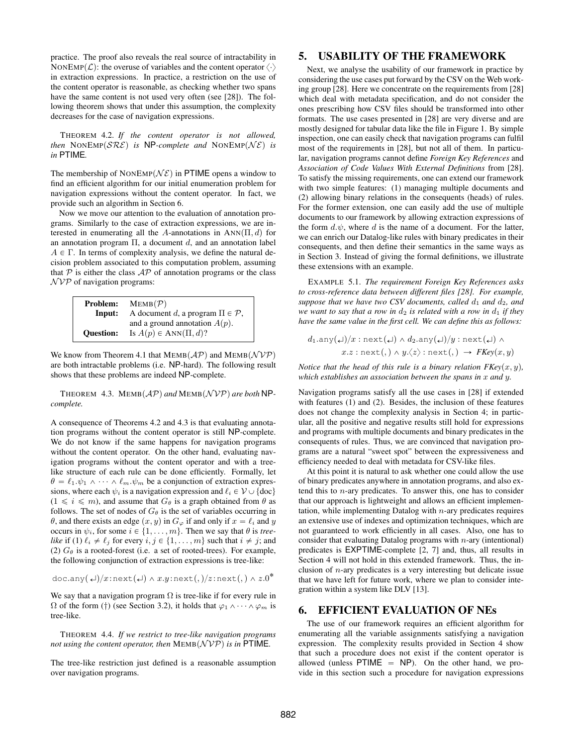practice. The proof also reveals the real source of intractability in $\text{NONEMP}(\mathcal{L})$: the overuse of variables and the content operator $\langle\cdot\rangle$ in extraction expressions. In practice, a restriction on the use of the content operator is reasonable, as checking whether two spans have the same content is not used very often (see [28]). The following theorem shows that under this assumption, the complexity decreases for the case of navigation expressions.

THEOREM 4.2. *If the content operator is not allowed, then* $\text{NONEMP}(\mathcal{SRE})$ *is* NP*-complete and* $\text{NONEMP}(\mathcal{NE})$ *is in* PTIME*.*

The membership of $\text{NONEMP}(\mathcal{NE})$ in PTIME opens a window to find an efficient algorithm for our initial enumeration problem for navigation expressions without the content operator. In fact, we provide such an algorithm in Section 6.

Now we move our attention to the evaluation of annotation programs. Similarly to the case of extraction expressions, we are interested in enumerating all the $A$-annotations in $\text{ANN}(\Pi, d)$ for an annotation program $\Pi$, a document $d$, and an annotation label $A \in \Gamma$. In terms of complexity analysis, we define the natural decision problem associated to this computation problem, assuming that $\mathcal{P}$ is either the class $\mathcal{AP}$ of annotation programs or the class $\mathcal{NVP}$ of navigation programs:

| | |
|---|---|
| **Problem:** | $\text{MEMB}(\mathcal{P})$ |
| **Input:** | A document $d$, a program $\Pi \in \mathcal{P}$, and a ground annotation $A(p)$. |
| **Question:** | Is $A(p) \in \text{ANN}(\Pi, d)$? |

We know from Theorem 4.1 that $\text{MEMB}(\mathcal{AP})$ and $\text{MEMB}(\mathcal{NVP})$ are both intractable problems (i.e. NP-hard). The following result shows that these problems are indeed NP-complete.

THEOREM 4.3. $\text{MEMB}(\mathcal{AP})$ *and* $\text{MEMB}(\mathcal{NVP})$ *are both* NP*-complete.*

A consequence of Theorems 4.2 and 4.3 is that evaluating annotation programs without the content operator is still NP-complete. We do not know if the same happens for navigation programs without the content operator. On the other hand, evaluating navigation programs without the content operator and with a tree-like structure of each rule can be done efficiently. Formally, let $\theta = \ell_1.\psi_1 \wedge \cdots \wedge \ell_m.\psi_m$ be a conjunction of extraction expressions, where each $\psi_i$ is a navigation expression and $\ell_i \in \mathcal{V} \cup \{\text{doc}\}$ $(1 \leqslant i \leqslant m)$, and assume that $G_\theta$ is a graph obtained from $\theta$ as follows. The set of nodes of $G_\theta$ is the set of variables occurring in $\theta$, and there exists an edge $(x, y)$ in $G_\varphi$ if and only if $x = \ell_i$ and $y$ occurs in $\psi_i$, for some $i \in \{1, \ldots, m\}$. Then we say that $\theta$ is *tree-like* if (1) $\ell_i \neq \ell_j$ for every $i, j \in \{1, \ldots, m\}$ such that $i \neq j$; and (2) $G_\theta$ is a rooted-forest (i.e. a set of rooted-trees). For example, the following conjunction of extraction expressions is tree-like:

$$\texttt{doc.any}(\hookleftarrow)/x\texttt{:next}(\hookleftarrow) \wedge x.y\texttt{:next}(,)/z\texttt{:next}(,) \wedge z.0^*$$

We say that a navigation program $\Omega$ is tree-like if for every rule in $\Omega$ of the form (†) (see Section 3.2), it holds that $\varphi_1 \wedge \cdots \wedge \varphi_m$ is tree-like.

THEOREM 4.4. *If we restrict to tree-like navigation programs not using the content operator, then* $\text{MEMB}(\mathcal{NVP})$ *is in* PTIME*.*

The tree-like restriction just defined is a reasonable assumption over navigation programs.

## 5. USABILITY OF THE FRAMEWORK

Next, we analyse the usability of our framework in practice by considering the use cases put forward by the CSV on the Web working group [28]. Here we concentrate on the requirements from [28] which deal with metadata specification, and do not consider the ones prescribing how CSV files should be transformed into other formats. The use cases presented in [28] are very diverse and are mostly designed for tabular data like the file in Figure 1. By simple inspection, one can easily check that navigation programs can fulfil most of the requirements in [28], but not all of them. In particular, navigation programs cannot define ***Foreign Key References*** and ***Association of Code Values With External Definitions*** from [28]. To satisfy the missing requirements, one can extend our framework with two simple features: (1) managing multiple documents and (2) allowing binary relations in the consequents (heads) of rules. For the former extension, one can easily add the use of multiple documents to our framework by allowing extraction expressions of the form $d.\psi$, where $d$ is the name of a document. For the latter, we can enrich our Datalog-like rules with binary predicates in their consequents, and then define their semantics in the same ways as in Section 3. Instead of giving the formal definitions, we illustrate these extensions with an example.

EXAMPLE 5.1. *The requirement Foreign Key References asks to cross-reference data between different files [28]. For example, suppose that we have two CSV documents, called $d_1$ and $d_2$, and we want to say that a row in $d_2$ is related with a row in $d_1$ if they have the same value in the first cell. We can define this as follows:*

$$d_1.\texttt{any}(\hookleftarrow)/x : \texttt{next}(\hookleftarrow) \wedge d_2.\texttt{any}(\hookleftarrow)/y : \texttt{next}(\hookleftarrow) \wedge$$
$$x.z : \texttt{next}(,) \wedge y.\langle z\rangle : \texttt{next}(,) \rightarrow \textit{FKey}(x, y)$$

*Notice that the head of this rule is a binary relation $FKey(x, y)$, which establishes an association between the spans in $x$ and $y$.*

Navigation programs satisfy all the use cases in [28] if extended with features (1) and (2). Besides, the inclusion of these features does not change the complexity analysis in Section 4; in particular, all the positive and negative results still hold for expressions and programs with multiple documents and binary predicates in the consequents of rules. Thus, we are convinced that navigation programs are a natural "sweet spot" between the expressiveness and efficiency needed to deal with metadata for CSV-like files.

At this point it is natural to ask whether one could allow the use of binary predicates anywhere in annotation programs, and also extend this to $n$-ary predicates. To answer this, one has to consider that our approach is lightweight and allows an efficient implementation, while implementing Datalog with $n$-ary predicates requires an extensive use of indexes and optimization techniques, which are not guaranteed to work efficiently in all cases. Also, one has to consider that evaluating Datalog programs with $n$-ary (intentional) predicates is EXPTIME-complete [2, 7] and, thus, all results in Section 4 will not hold in this extended framework. Thus, the inclusion of $n$-ary predicates is a very interesting but delicate issue that we have left for future work, where we plan to consider integration within a system like DLV [13].

## 6. EFFICIENT EVALUATION OF NEs

The use of our framework requires an efficient algorithm for enumerating all the variable assignments satisfying a navigation expression. The complexity results provided in Section 4 show that such a procedure does not exist if the content operator is allowed (unless PTIME = NP). On the other hand, we provide in this section such a procedure for navigation expressions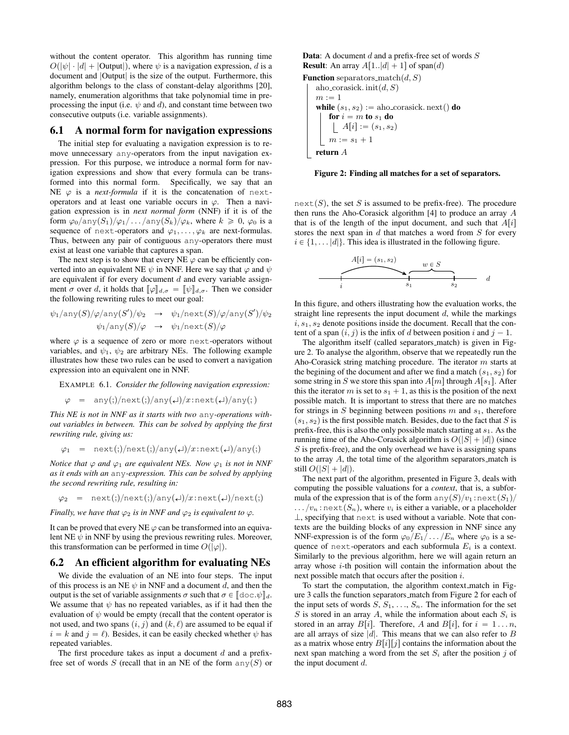without the content operator. This algorithm has running time $O(|\psi| \cdot |d| + |\text{Output}|)$, where $\psi$ is a navigation expression, $d$ is a document and $|\text{Output}|$ is the size of the output. Furthermore, this algorithm belongs to the class of constant-delay algorithms [20], namely, enumeration algorithms that take polynomial time in preprocessing the input (i.e. $\psi$ and $d$), and constant time between two consecutive outputs (i.e. variable assignments).

## 6.1 A normal form for navigation expressions

The initial step for evaluating a navigation expression is to remove unnecessary `any`-operators from the input navigation expression. For this purpose, we introduce a normal form for navigation expressions and show that every formula can be transformed into this normal form. Specifically, we say that an NE $\varphi$ is a ***next-formula*** if it is the concatenation of `next`-operators and at least one variable occurs in $\varphi$. Then a navigation expression is in *next normal form* (NNF) if it is of the form $\varphi_0/\mathtt{any}(S_1)/\varphi_1/\ldots/\mathtt{any}(S_k)/\varphi_k$, where $k \geqslant 0$, $\varphi_0$ is a sequence of `next`-operators and $\varphi_1, \ldots, \varphi_k$ are next-formulas. Thus, between any pair of contiguous `any`-operators there must exist at least one variable that captures a span.

The next step is to show that every NE $\varphi$ can be efficiently converted into an equivalent NE $\psi$ in NNF. Here we say that $\varphi$ and $\psi$ are equivalent if for every document $d$ and every variable assignment $\sigma$ over $d$, it holds that $[\![\varphi]\!]_{d,\sigma} = [\![\psi]\!]_{d,\sigma}$. Then we consider the following rewriting rules to meet our goal:

$$\psi_1/\mathtt{any}(S)/\varphi/\mathtt{any}(S')/\psi_2 \quad \rightarrow \quad \psi_1/\mathtt{next}(S)/\varphi/\mathtt{any}(S')/\psi_2$$
$$\psi_1/\mathtt{any}(S)/\varphi \quad \rightarrow \quad \psi_1/\mathtt{next}(S)/\varphi$$

where $\varphi$ is a sequence of zero or more `next`-operators without variables, and $\psi_1$, $\psi_2$ are arbitrary NEs. The following example illustrates how these two rules can be used to convert a navigation expression into an equivalent one in NNF.

EXAMPLE 6.1. *Consider the following navigation expression:*

$$\varphi \;=\; \mathtt{any(;)/next(;)/any(}\hookleftarrow\mathtt{)}/x\mathtt{:next(}\hookleftarrow\mathtt{)/any(;)}$$

*This NE is not in NNF as it starts with two* `any`*-operations without variables in between. This can be solved by applying the first rewriting rule, giving us:*

$$\varphi_1 \;=\; \mathtt{next(;)/next(;)/any(}\hookleftarrow\mathtt{)}/x\mathtt{:next(}\hookleftarrow\mathtt{)/any(;)}$$

*Notice that $\varphi$ and $\varphi_1$ are equivalent NEs. Now $\varphi_1$ is not in NNF as it ends with an* `any`*-expression. This can be solved by applying the second rewriting rule, resulting in:*

$$\varphi_2 \;=\; \mathtt{next(;)/next(;)/any(}\hookleftarrow\mathtt{)}/x\mathtt{:next(}\hookleftarrow\mathtt{)/next(;)}$$

*Finally, we have that $\varphi_2$ is in NNF and $\varphi_2$ is equivalent to $\varphi$.*

It can be proved that every NE $\varphi$ can be transformed into an equivalent NE $\psi$ in NNF by using the previous rewriting rules. Moreover, this transformation can be performed in time $O(|\varphi|)$.

## 6.2 An efficient algorithm for evaluating NEs

We divide the evaluation of an NE into four steps. The input of this process is an NE $\psi$ in NNF and a document $d$, and then the output is the set of variable assignments $\sigma$ such that $\sigma \in [\![\mathtt{doc}.\psi]\!]_d$. We assume that $\psi$ has no repeated variables, as if it had then the evaluation of $\psi$ would be empty (recall that the content operator is not used, and two spans $(i, j)$ and $(k, \ell)$ are assumed to be equal if $i = k$ and $j = \ell$). Besides, it can be easily checked whether $\psi$ has repeated variables.

The first procedure takes as input a document $d$ and a prefix-free set of words $S$ (recall that in an NE of the form $\mathtt{any}(S)$ or $\mathtt{next}(S)$, the set $S$ is assumed to be prefix-free). The procedure then runs the Aho-Corasick algorithm [4] to produce an array $A$ that is of the length of the input document, and such that $A[i]$ stores the next span in $d$ that matches a word from $S$ for every $i \in \{1, \ldots |d|\}$. This idea is illustrated in the following figure.

```
            A[i] = (s1, s2)          w ∈ S
         ___________________      _________
        |                   ↓    |         |
--------+-------------------+----+---------+--------   d
        i                   s1             s2
```

**Data**: A document $d$ and a prefix-free set of words $S$
**Result**: An array $A[1..|d|+1]$ of span($d$)

```
Function separators_match(d, S)
    aho_corasick.init(d, S)
    m := 1
    while (s1, s2) := aho_corasick.next() do
        for i = m to s1 do
            A[i] := (s1, s2)
        m := s1 + 1
    return A
```

**Figure 2: Finding all matches for a set of separators.**

In this figure, and others illustrating how the evaluation works, the straight line represents the input document $d$, while the markings $i, s_1, s_2$ denote positions inside the document. Recall that the content of a span $(i, j)$ is the infix of $d$ between position $i$ and $j - 1$.

The algorithm itself (called separators_match) is given in Figure 2. To analyse the algorithm, observe that we repeatedly run the Aho-Corasick string matching procedure. The iterator $m$ starts at the begining of the document and after we find a match $(s_1, s_2)$ for some string in $S$ we store this span into $A[m]$ through $A[s_1]$. After this the iterator $m$ is set to $s_1 + 1$, as this is the position of the next possible match. It is important to stress that there are no matches for strings in $S$ beginning between positions $m$ and $s_1$, therefore $(s_1, s_2)$ is the first possible match. Besides, due to the fact that $S$ is prefix-free, this is also the only possible match starting at $s_1$. As the running time of the Aho-Corasick algorithm is $O(|S| + |d|)$ (since $S$ is prefix-free), and the only overhead we have is assigning spans to the array $A$, the total time of the algorithm separators_match is still $O(|S| + |d|)$.

The next part of the algorithm, presented in Figure 3, deals with computing the possible valuations for a *context*, that is, a subformula of the expression that is of the form $\mathtt{any}(S)/v_1\mathtt{:next}(S_1)/\ldots/v_n\mathtt{:next}(S_n)$, where $v_i$ is either a variable, or a placeholder $\perp$, specifying that `next` is used without a variable. Note that contexts are the building blocks of any expression in NNF since any NNF-expression is of the form $\varphi_0/E_1/\ldots/E_n$ where $\varphi_0$ is a sequence of `next`-operators and each subformula $E_i$ is a context. Similarly to the previous algorithm, here we will again return an array whose $i$-th position will contain the information about the next possible match that occurs after the position $i$.

To start the computation, the algorithm context_match in Figure 3 calls the function separators_match from Figure 2 for each of the input sets of words $S, S_1, \ldots, S_n$. The information for the set $S$ is stored in an array $A$, while the information about each $S_i$ is stored in an array $B[i]$. Therefore, $A$ and $B[i]$, for $i = 1 \ldots n$, are all arrays of size $|d|$. This means that we can also refer to $B$ as a matrix whose entry $B[i][j]$ contains the information about the next span matching a word from the set $S_i$ after the position $j$ of the input document $d$.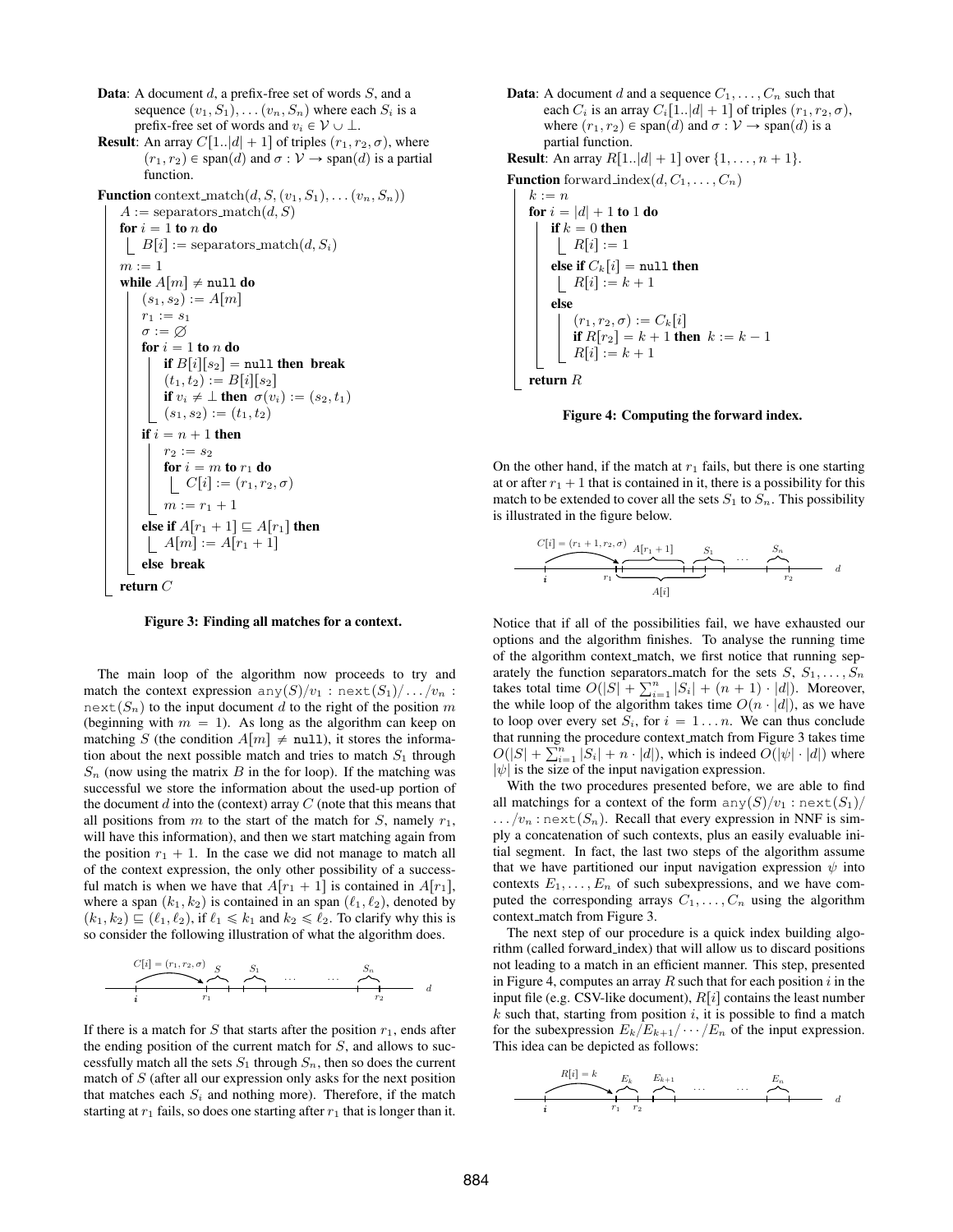**Data**: A document $d$, a prefix-free set of words $S$, and a sequence $(v_1, S_1), \dots (v_n, S_n)$ where each $S_i$ is a prefix-free set of words and $v_i \in \mathcal{V} \cup \perp$.
**Result**: An array $C[1..|d|+1]$ of triples $(r_1, r_2, \sigma)$, where $(r_1, r_2) \in \text{span}(d)$ and $\sigma : \mathcal{V} \to \text{span}(d)$ is a partial function.

```
Function context_match(d, S, (v_1, S_1), ... (v_n, S_n))
    A := separators_match(d, S)
    for i = 1 to n do
        B[i] := separators_match(d, S_i)
    m := 1
    while A[m] ≠ null do
        (s_1, s_2) := A[m]
        r_1 := s_1
        σ := ∅
        for i = 1 to n do
            if B[i][s_2] = null then break
            (t_1, t_2) := B[i][s_2]
            if v_i ≠ ⊥ then σ(v_i) := (s_2, t_1)
            (s_1, s_2) := (t_1, t_2)
        if i = n + 1 then
            r_2 := s_2
            for i = m to r_1 do
                C[i] := (r_1, r_2, σ)
            m := r_1 + 1
        else if A[r_1 + 1] ⊑ A[r_1] then
            A[m] := A[r_1 + 1]
        else break
    return C
```

**Figure 3: Finding all matches for a context.**

The main loop of the algorithm now proceeds to try and match the context expression $\text{any}(S)/v_1 : \text{next}(S_1)/\dots/v_n : \text{next}(S_n)$ to the input document $d$ to the right of the position $m$ (beginning with $m = 1$). As long as the algorithm can keep on matching $S$ (the condition $A[m] \neq$ null), it stores the information about the next possible match and tries to match $S_1$ through $S_n$ (now using the matrix $B$ in the for loop). If the matching was successful we store the information about the used-up portion of the document $d$ into the (context) array $C$ (note that this means that all positions from $m$ to the start of the match for $S$, namely $r_1$, will have this information), and then we start matching again from the position $r_1 + 1$. In the case we did not manage to match all of the context expression, the only other possibility of a successful match is when we have that $A[r_1 + 1]$ is contained in $A[r_1]$, where a span $(k_1, k_2)$ is contained in an span $(\ell_1, \ell_2)$, denoted by $(k_1, k_2) \sqsubseteq (\ell_1, \ell_2)$, if $\ell_1 \leqslant k_1$ and $k_2 \leqslant \ell_2$. To clarify why this is so consider the following illustration of what the algorithm does.

[Illustration: $C[i] = (r_1, r_2, \sigma)$ arrow from $i$ to $r_1$; spans $S$, $S_1$, $\dots$, $S_n$ along document $d$ up to $r_2$.]

If there is a match for $S$ that starts after the position $r_1$, ends after the ending position of the current match for $S$, and allows to successfully match all the sets $S_1$ through $S_n$, then so does the current match of $S$ (after all our expression only asks for the next position that matches each $S_i$ and nothing more). Therefore, if the match starting at $r_1$ fails, so does one starting after $r_1$ that is longer than it.

**Data**: A document $d$ and a sequence $C_1, \dots, C_n$ such that each $C_i$ is an array $C_i[1..|d|+1]$ of triples $(r_1, r_2, \sigma)$, where $(r_1, r_2) \in \text{span}(d)$ and $\sigma : \mathcal{V} \to \text{span}(d)$ is a partial function.
**Result**: An array $R[1..|d|+1]$ over $\{1, \dots, n+1\}$.

```
Function forward_index(d, C_1, ..., C_n)
    k := n
    for i = |d| + 1 to 1 do
        if k = 0 then
            R[i] := 1
        else if C_k[i] = null then
            R[i] := k + 1
        else
            (r_1, r_2, σ) := C_k[i]
            if R[r_2] = k + 1 then k := k − 1
            R[i] := k + 1
    return R
```

**Figure 4: Computing the forward index.**

On the other hand, if the match at $r_1$ fails, but there is one starting at or after $r_1 + 1$ that is contained in it, there is a possibility for this match to be extended to cover all the sets $S_1$ to $S_n$. This possibility is illustrated in the figure below.

[Illustration: $C[i] = (r_1 + 1, r_2, \sigma)$ arrow from $i$; $A[r_1 + 1]$ contained in $A[i]$ starting at $r_1$; then $S_1$, $\dots$, $S_n$ up to $r_2$ along $d$.]

Notice that if all of the possibilities fail, we have exhausted our options and the algorithm finishes. To analyse the running time of the algorithm context_match, we first notice that running separately the function separators_match for the sets $S$, $S_1, \dots, S_n$ takes total time $O(|S| + \sum_{i=1}^{n} |S_i| + (n+1) \cdot |d|)$. Moreover, the while loop of the algorithm takes time $O(n \cdot |d|)$, as we have to loop over every set $S_i$, for $i = 1 \dots n$. We can thus conclude that running the procedure context_match from Figure 3 takes time $O(|S| + \sum_{i=1}^{n} |S_i| + n \cdot |d|)$, which is indeed $O(|\psi| \cdot |d|)$ where $|\psi|$ is the size of the input navigation expression.

With the two procedures presented before, we are able to find all matchings for a context of the form $\text{any}(S)/v_1 : \text{next}(S_1)/\dots/v_n : \text{next}(S_n)$. Recall that every expression in NNF is simply a concatenation of such contexts, plus an easily evaluable initial segment. In fact, the last two steps of the algorithm assume that we have partitioned our input navigation expression $\psi$ into contexts $E_1, \dots, E_n$ of such subexpressions, and we have computed the corresponding arrays $C_1, \dots, C_n$ using the algorithm context_match from Figure 3.

The next step of our procedure is a quick index building algorithm (called forward_index) that will allow us to discard positions not leading to a match in an efficient manner. This step, presented in Figure 4, computes an array $R$ such that for each position $i$ in the input file (e.g. CSV-like document), $R[i]$ contains the least number $k$ such that, starting from position $i$, it is possible to find a match for the subexpression $E_k/E_{k+1}/\cdots/E_n$ of the input expression. This idea can be depicted as follows:

[Illustration: $R[i] = k$ arrow from $i$ to $r_1$; spans $E_k$ ($r_1$ to $r_2$), $E_{k+1}$, $\dots$, $E_n$ along $d$.]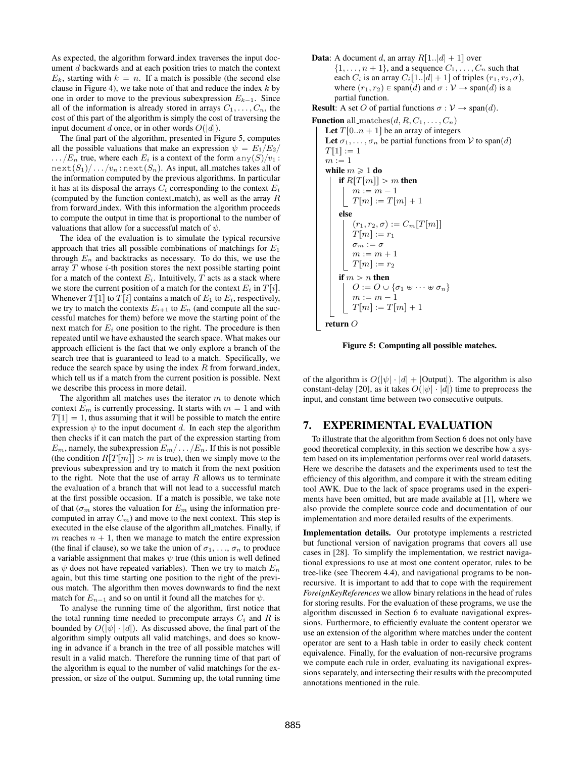As expected, the algorithm forward_index traverses the input document $d$ backwards and at each position tries to match the context $E_k$, starting with $k = n$. If a match is possible (the second else clause in Figure 4), we take note of that and reduce the index $k$ by one in order to move to the previous subexpression $E_{k-1}$. Since all of the information is already stored in arrays $C_1, \ldots, C_n$, the cost of this part of the algorithm is simply the cost of traversing the input document $d$ once, or in other words $O(|d|)$.

The final part of the algorithm, presented in Figure 5, computes all the possible valuations that make an expression $\psi = E_1/E_2/\ldots/E_n$ true, where each $E_i$ is a context of the form $\texttt{any}(S)/v_1:\texttt{next}(S_1)/\ldots/v_n:\texttt{next}(S_n)$. As input, all_matches takes all of the information computed by the previous algorithms. In particular it has at its disposal the arrays $C_i$ corresponding to the context $E_i$ (computed by the function context_match), as well as the array $R$ from forward_index. With this information the algorithm proceeds to compute the output in time that is proportional to the number of valuations that allow for a successful match of $\psi$.

The idea of the evaluation is to simulate the typical recursive approach that tries all possible combinations of matchings for $E_1$ through $E_n$ and backtracks as necessary. To do this, we use the array $T$ whose $i$-th position stores the next possible starting point for a match of the context $E_i$. Intuitively, $T$ acts as a stack where we store the current position of a match for the context $E_i$ in $T[i]$. Whenever $T[1]$ to $T[i]$ contains a match of $E_1$ to $E_i$, respectively, we try to match the contexts $E_{i+1}$ to $E_n$ (and compute all the successful matches for them) before we move the starting point of the next match for $E_i$ one position to the right. The procedure is then repeated until we have exhausted the search space. What makes our approach efficient is the fact that we only explore a branch of the search tree that is guaranteed to lead to a match. Specifically, we reduce the search space by using the index $R$ from forward_index, which tell us if a match from the current position is possible. Next we describe this process in more detail.

The algorithm all_matches uses the iterator $m$ to denote which context $E_m$ is currently processing. It starts with $m = 1$ and with $T[1] = 1$, thus assuming that it will be possible to match the entire expression $\psi$ to the input document $d$. In each step the algorithm then checks if it can match the part of the expression starting from $E_m$, namely, the subexpression $E_m/\ldots/E_n$. If this is not possible (the condition $R[T[m]] > m$ is true), then we simply move to the previous subexpression and try to match it from the next position to the right. Note that the use of array $R$ allows us to terminate the evaluation of a branch that will not lead to a successful match at the first possible occasion. If a match is possible, we take note of that ($\sigma_m$ stores the valuation for $E_m$ using the information precomputed in array $C_m$) and move to the next context. This step is executed in the else clause of the algorithm all_matches. Finally, if $m$ reaches $n + 1$, then we manage to match the entire expression (the final if clause), so we take the union of $\sigma_1, \ldots, \sigma_n$ to produce a variable assignment that makes $\psi$ true (this union is well defined as $\psi$ does not have repeated variables). Then we try to match $E_n$ again, but this time starting one position to the right of the previous match. The algorithm then moves downwards to find the next match for $E_{n-1}$ and so on until it found all the matches for $\psi$.

To analyse the running time of the algorithm, first notice that the total running time needed to precompute arrays $C_i$ and $R$ is bounded by $O(|\psi| \cdot |d|)$. As discussed above, the final part of the algorithm simply outputs all valid matchings, and does so knowing in advance if a branch in the tree of all possible matches will result in a valid match. Therefore the running time of that part of the algorithm is equal to the number of valid matchings for the expression, or size of the output. Summing up, the total running time

```
Data: A document d, an array R[1..|d|+1] over
      {1,...,n+1}, and a sequence C_1,...,C_n such that
      each C_i is an array C_i[1..|d|+1] of triples (r_1, r_2, σ),
      where (r_1, r_2) ∈ span(d) and σ : V → span(d) is a
      partial function.
Result: A set O of partial functions σ : V → span(d).
Function all_matches(d, R, C_1, ..., C_n)
    Let T[0..n+1] be an array of integers
    Let σ_1, ..., σ_n be partial functions from V to span(d)
    T[1] := 1
    m := 1
    while m ⩾ 1 do
        if R[T[m]] > m then
            m := m − 1
            T[m] := T[m] + 1
        else
            (r_1, r_2, σ) := C_m[T[m]]
            T[m] := r_1
            σ_m := σ
            m := m + 1
            T[m] := r_2
        if m > n then
            O := O ∪ {σ_1 ⊎ ··· ⊎ σ_n}
            m := m − 1
            T[m] := T[m] + 1
    return O
```

**Figure 5: Computing all possible matches.**

of the algorithm is $O(|\psi| \cdot |d| + |\text{Output}|)$. The algorithm is also constant-delay [20], as it takes $O(|\psi| \cdot |d|)$ time to preprocess the input, and constant time between two consecutive outputs.

## 7. EXPERIMENTAL EVALUATION

To illustrate that the algorithm from Section 6 does not only have good theoretical complexity, in this section we describe how a system based on its implementation performs over real world datasets. Here we describe the datasets and the experiments used to test the efficiency of this algorithm, and compare it with the stream editing tool AWK. Due to the lack of space programs used in the experiments have been omitted, but are made available at [1], where we also provide the complete source code and documentation of our implementation and more detailed results of the experiments.

**Implementation details.** Our prototype implements a restricted but functional version of navigation programs that covers all use cases in [28]. To simplify the implementation, we restrict navigational expressions to use at most one content operator, rules to be tree-like (see Theorem 4.4), and navigational programs to be non-recursive. It is important to add that to cope with the requirement *ForeignKeyReferences* we allow binary relations in the head of rules for storing results. For the evaluation of these programs, we use the algorithm discussed in Section 6 to evaluate navigational expressions. Furthermore, to efficiently evaluate the content operator we use an extension of the algorithm where matches under the content operator are sent to a Hash table in order to easily check content equivalence. Finally, for the evaluation of non-recursive programs we compute each rule in order, evaluating its navigational expressions separately, and intersecting their results with the precomputed annotations mentioned in the rule.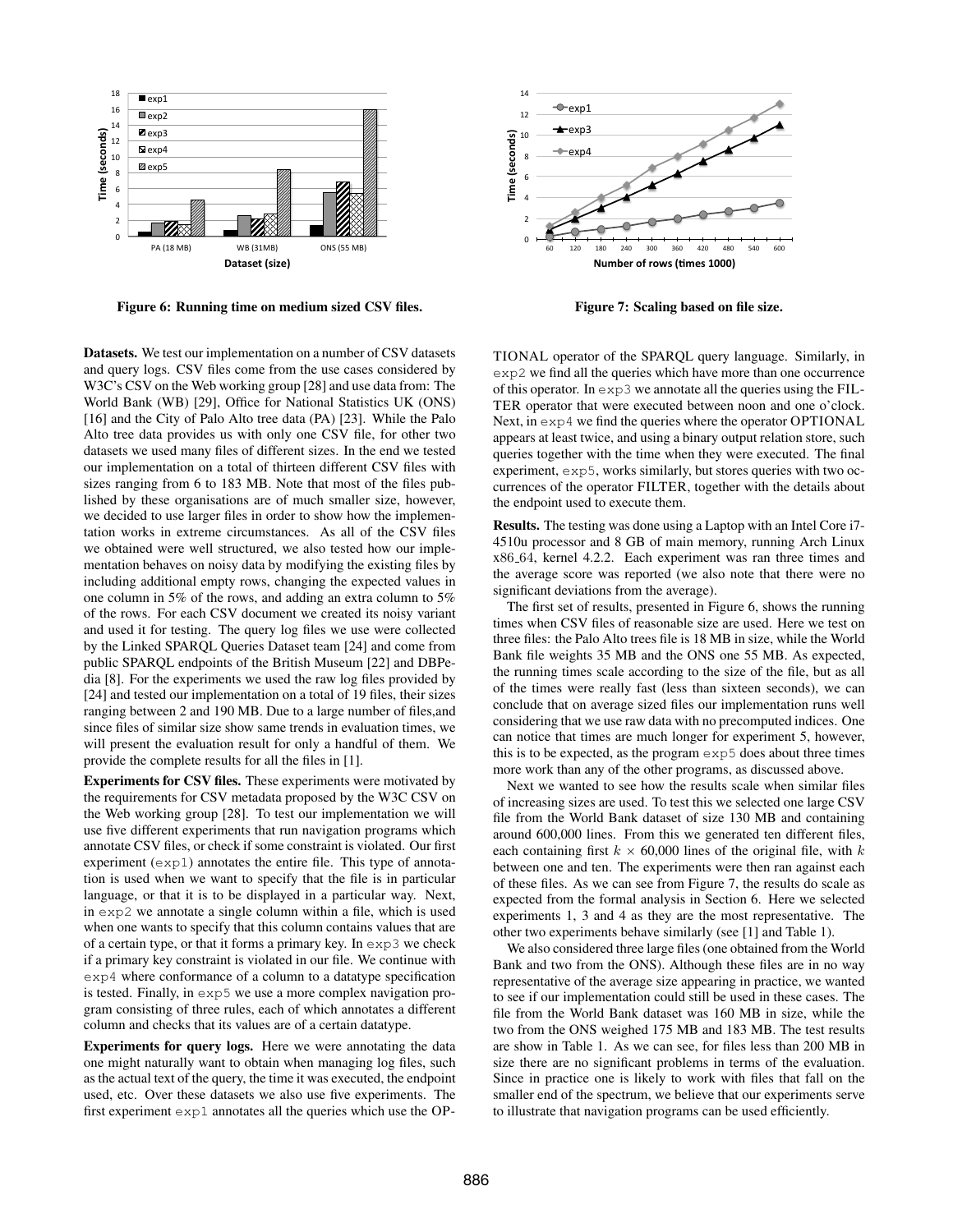Figure 6: Running time on medium sized CSV files.

Figure 7: Scaling based on file size.

**Datasets.** We test our implementation on a number of CSV datasets and query logs. CSV files come from the use cases considered by W3C's CSV on the Web working group [28] and use data from: The World Bank (WB) [29], Office for National Statistics UK (ONS) [16] and the City of Palo Alto tree data (PA) [23]. While the Palo Alto tree data provides us with only one CSV file, for other two datasets we used many files of different sizes. In the end we tested our implementation on a total of thirteen different CSV files with sizes ranging from 6 to 183 MB. Note that most of the files published by these organisations are of much smaller size, however, we decided to use larger files in order to show how the implementation works in extreme circumstances. As all of the CSV files we obtained were well structured, we also tested how our implementation behaves on noisy data by modifying the existing files by including additional empty rows, changing the expected values in one column in 5% of the rows, and adding an extra column to 5% of the rows. For each CSV document we created its noisy variant and used it for testing. The query log files we use were collected by the Linked SPARQL Queries Dataset team [24] and come from public SPARQL endpoints of the British Museum [22] and DBPedia [8]. For the experiments we used the raw log files provided by [24] and tested our implementation on a total of 19 files, their sizes ranging between 2 and 190 MB. Due to a large number of files,and since files of similar size show same trends in evaluation times, we will present the evaluation result for only a handful of them. We provide the complete results for all the files in [1].

**Experiments for CSV files.** These experiments were motivated by the requirements for CSV metadata proposed by the W3C CSV on the Web working group [28]. To test our implementation we will use five different experiments that run navigation programs which annotate CSV files, or check if some constraint is violated. Our first experiment (`exp1`) annotates the entire file. This type of annotation is used when we want to specify that the file is in particular language, or that it is to be displayed in a particular way. Next, in `exp2` we annotate a single column within a file, which is used when one wants to specify that this column contains values that are of a certain type, or that it forms a primary key. In `exp3` we check if a primary key constraint is violated in our file. We continue with `exp4` where conformance of a column to a datatype specification is tested. Finally, in `exp5` we use a more complex navigation program consisting of three rules, each of which annotates a different column and checks that its values are of a certain datatype.

**Experiments for query logs.** Here we were annotating the data one might naturally want to obtain when managing log files, such as the actual text of the query, the time it was executed, the endpoint used, etc. Over these datasets we also use five experiments. The first experiment `exp1` annotates all the queries which use the OPTIONAL operator of the SPARQL query language. Similarly, in `exp2` we find all the queries which have more than one occurrence of this operator. In `exp3` we annotate all the queries using the FILTER operator that were executed between noon and one o'clock. Next, in `exp4` we find the queries where the operator OPTIONAL appears at least twice, and using a binary output relation store, such queries together with the time when they were executed. The final experiment, `exp5`, works similarly, but stores queries with two occurrences of the operator FILTER, together with the details about the endpoint used to execute them.

**Results.** The testing was done using a Laptop with an Intel Core i7-4510u processor and 8 GB of main memory, running Arch Linux x86_64, kernel 4.2.2. Each experiment was ran three times and the average score was reported (we also note that there were no significant deviations from the average).

The first set of results, presented in Figure 6, shows the running times when CSV files of reasonable size are used. Here we test on three files: the Palo Alto trees file is 18 MB in size, while the World Bank file weights 35 MB and the ONS one 55 MB. As expected, the running times scale according to the size of the file, but as all of the times were really fast (less than sixteen seconds), we can conclude that on average sized files our implementation runs well considering that we use raw data with no precomputed indices. One can notice that times are much longer for experiment 5, however, this is to be expected, as the program `exp5` does about three times more work than any of the other programs, as discussed above.

Next we wanted to see how the results scale when similar files of increasing sizes are used. To test this we selected one large CSV file from the World Bank dataset of size 130 MB and containing around 600,000 lines. From this we generated ten different files, each containing first $k \times 60{,}000$ lines of the original file, with $k$ between one and ten. The experiments were then ran against each of these files. As we can see from Figure 7, the results do scale as expected from the formal analysis in Section 6. Here we selected experiments 1, 3 and 4 as they are the most representative. The other two experiments behave similarly (see [1] and Table 1).

We also considered three large files (one obtained from the World Bank and two from the ONS). Although these files are in no way representative of the average size appearing in practice, we wanted to see if our implementation could still be used in these cases. The file from the World Bank dataset was 160 MB in size, while the two from the ONS weighed 175 MB and 183 MB. The test results are show in Table 1. As we can see, for files less than 200 MB in size there are no significant problems in terms of the evaluation. Since in practice one is likely to work with files that fall on the smaller end of the spectrum, we believe that our experiments serve to illustrate that navigation programs can be used efficiently.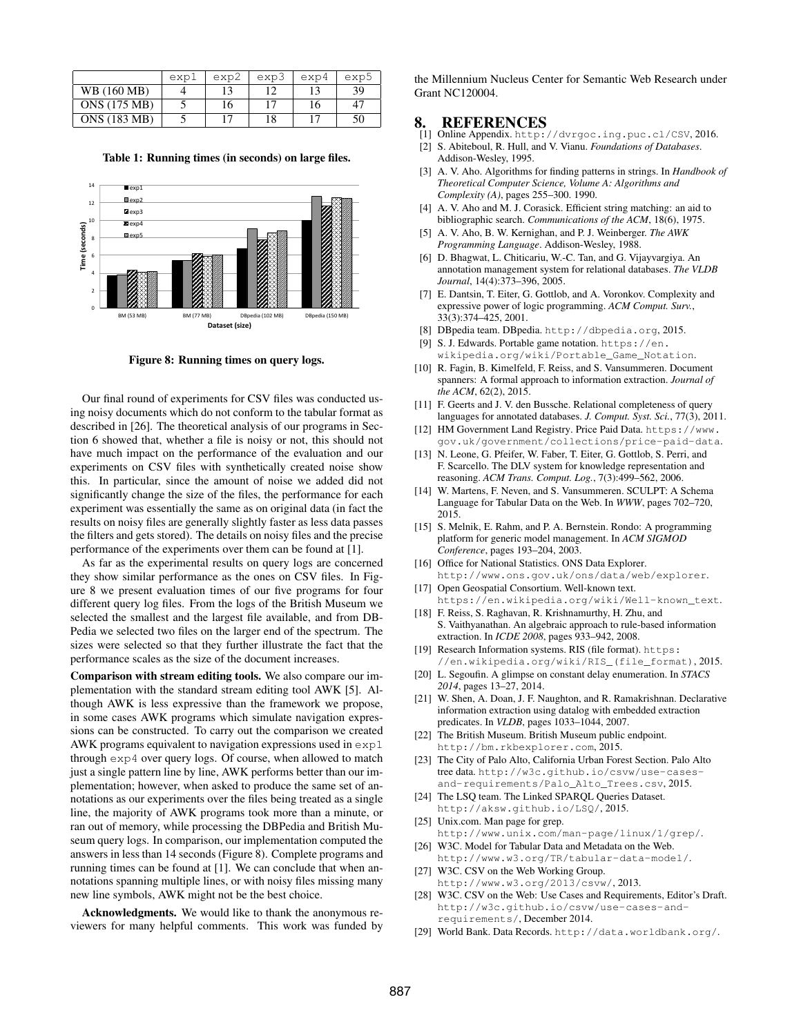| | exp1 | exp2 | exp3 | exp4 | exp5 |
|---|---|---|---|---|---|
| WB (160 MB) | 4 | 13 | 12 | 13 | 39 |
| ONS (175 MB) | 5 | 16 | 17 | 16 | 47 |
| ONS (183 MB) | 5 | 17 | 18 | 17 | 50 |

**Table 1: Running times (in seconds) on large files.**

Time (seconds)

14
12
10
8
6
4
2
0

exp1
exp2
exp3
exp4
exp5

BM (53 MB)
BM (77 MB)
DBpedia (102 MB)
DBpedia (150 MB)

Dataset (size)

**Figure 8: Running times on query logs.**

Our final round of experiments for CSV files was conducted using noisy documents which do not conform to the tabular format as described in [26]. The theoretical analysis of our programs in Section 6 showed that, whether a file is noisy or not, this should not have much impact on the performance of the evaluation and our experiments on CSV files with synthetically created noise show this. In particular, since the amount of noise we added did not significantly change the size of the files, the performance for each experiment was essentially the same as on original data (in fact the results on noisy files are generally slightly faster as less data passes the filters and gets stored). The details on noisy files and the precise performance of the experiments over them can be found at [1].

As far as the experimental results on query logs are concerned they show similar performance as the ones on CSV files. In Figure 8 we present evaluation times of our five programs for four different query log files. From the logs of the British Museum we selected the smallest and the largest file available, and from DBPedia we selected two files on the larger end of the spectrum. The sizes were selected so that they further illustrate the fact that the performance scales as the size of the document increases.

**Comparison with stream editing tools.** We also compare our implementation with the standard stream editing tool AWK [5]. Although AWK is less expressive than the framework we propose, in some cases AWK programs which simulate navigation expressions can be constructed. To carry out the comparison we created AWK programs equivalent to navigation expressions used in `exp1` through `exp4` over query logs. Of course, when allowed to match just a single pattern line by line, AWK performs better than our implementation; however, when asked to produce the same set of annotations as our experiments over the files being treated as a single line, the majority of AWK programs took more than a minute, or ran out of memory, while processing the DBPedia and British Museum query logs. In comparison, our implementation computed the answers in less than 14 seconds (Figure 8). Complete programs and running times can be found at [1]. We can conclude that when annotations spanning multiple lines, or with noisy files missing many new line symbols, AWK might not be the best choice.

**Acknowledgments.** We would like to thank the anonymous reviewers for many helpful comments. This work was funded by the Millennium Nucleus Center for Semantic Web Research under Grant NC120004.

# 8. REFERENCES

[1] Online Appendix. http://dvrgoc.ing.puc.cl/CSV, 2016.

[2] S. Abiteboul, R. Hull, and V. Vianu. *Foundations of Databases*. Addison-Wesley, 1995.

[3] A. V. Aho. Algorithms for finding patterns in strings. In *Handbook of Theoretical Computer Science, Volume A: Algorithms and Complexity (A)*, pages 255–300. 1990.

[4] A. V. Aho and M. J. Corasick. Efficient string matching: an aid to bibliographic search. *Communications of the ACM*, 18(6), 1975.

[5] A. V. Aho, B. W. Kernighan, and P. J. Weinberger. *The AWK Programming Language*. Addison-Wesley, 1988.

[6] D. Bhagwat, L. Chiticariu, W.-C. Tan, and G. Vijayvargiya. An annotation management system for relational databases. *The VLDB Journal*, 14(4):373–396, 2005.

[7] E. Dantsin, T. Eiter, G. Gottlob, and A. Voronkov. Complexity and expressive power of logic programming. *ACM Comput. Surv.*, 33(3):374–425, 2001.

[8] DBpedia team. DBpedia. http://dbpedia.org, 2015.

[9] S. J. Edwards. Portable game notation. https://en.wikipedia.org/wiki/Portable_Game_Notation.

[10] R. Fagin, B. Kimelfeld, F. Reiss, and S. Vansummeren. Document spanners: A formal approach to information extraction. *Journal of the ACM*, 62(2), 2015.

[11] F. Geerts and J. V. den Bussche. Relational completeness of query languages for annotated databases. *J. Comput. Syst. Sci.*, 77(3), 2011.

[12] HM Government Land Registry. Price Paid Data. https://www.gov.uk/government/collections/price-paid-data.

[13] N. Leone, G. Pfeifer, W. Faber, T. Eiter, G. Gottlob, S. Perri, and F. Scarcello. The DLV system for knowledge representation and reasoning. *ACM Trans. Comput. Log.*, 7(3):499–562, 2006.

[14] W. Martens, F. Neven, and S. Vansummeren. SCULPT: A Schema Language for Tabular Data on the Web. In *WWW*, pages 702–720, 2015.

[15] S. Melnik, E. Rahm, and P. A. Bernstein. Rondo: A programming platform for generic model management. In *ACM SIGMOD Conference*, pages 193–204, 2003.

[16] Office for National Statistics. ONS Data Explorer. http://www.ons.gov.uk/ons/data/web/explorer.

[17] Open Geospatial Consortium. Well-known text. https://en.wikipedia.org/wiki/Well-known_text.

[18] F. Reiss, S. Raghavan, R. Krishnamurthy, H. Zhu, and S. Vaithyanathan. An algebraic approach to rule-based information extraction. In *ICDE 2008*, pages 933–942, 2008.

[19] Research Information systems. RIS (file format). https://en.wikipedia.org/wiki/RIS_(file_format), 2015.

[20] L. Segoufin. A glimpse on constant delay enumeration. In *STACS 2014*, pages 13–27, 2014.

[21] W. Shen, A. Doan, J. F. Naughton, and R. Ramakrishnan. Declarative information extraction using datalog with embedded extraction predicates. In *VLDB*, pages 1033–1044, 2007.

[22] The British Museum. British Museum public endpoint. http://bm.rkbexplorer.com, 2015.

[23] The City of Palo Alto, California Urban Forest Section. Palo Alto tree data. http://w3c.github.io/csvw/use-cases-and-requirements/Palo_Alto_Trees.csv, 2015.

[24] The LSQ team. The Linked SPARQL Queries Dataset. http://aksw.github.io/LSQ/, 2015.

[25] Unix.com. Man page for grep. http://www.unix.com/man-page/linux/1/grep/.

[26] W3C. Model for Tabular Data and Metadata on the Web. http://www.w3.org/TR/tabular-data-model/.

[27] W3C. CSV on the Web Working Group. http://www.w3.org/2013/csvw/, 2013.

[28] W3C. CSV on the Web: Use Cases and Requirements, Editor's Draft. http://w3c.github.io/csvw/use-cases-and-requirements/, December 2014.

[29] World Bank. Data Records. http://data.worldbank.org/.